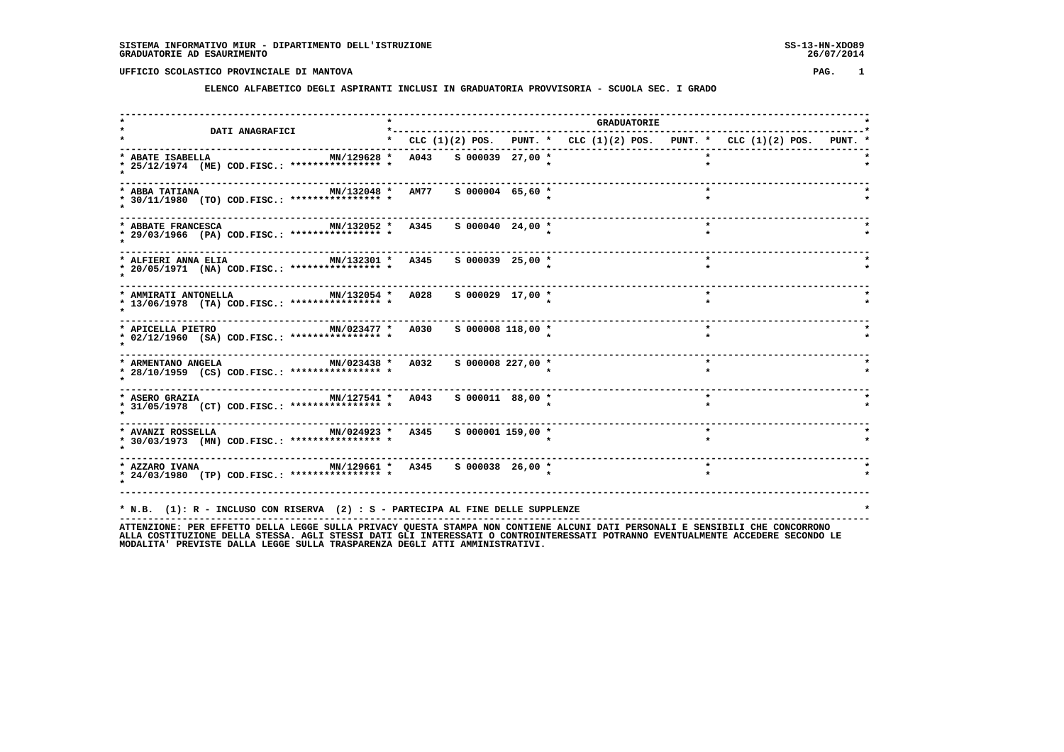SISTEMA INFORMATIVO MIUR - DIPARTIMENTO DELL'ISTRUZIONE
GRADUATORIE AD ESAURIMENTO

SS-13-HN-XDO89
26/07/2014

UFFICIO SCOLASTICO PROVINCIALE DI MANTOVA

**ELENCO ALFABETICO DEGLI ASPIRANTI INCLUSI IN GRADUATORIA PROVVISORIA - SCUOLA SEC. I GRADO**

| DATI ANAGRAFICI | | GRADUATORIE | | | | | | | | |
|---|---|---|---|---|---|---|---|---|---|---|
| | | CLC | (1)(2) POS. | PUNT. | CLC | (1)(2) POS. | PUNT. | CLC | (1)(2) POS. | PUNT. |
| ABATE ISABELLA<br>25/12/1974 (ME) COD.FISC.: **************** | MN/129628 | A043 | S 000039 | 27,00 | | | | | | |
| ABBA TATIANA<br>30/11/1980 (TO) COD.FISC.: **************** | MN/132048 | AM77 | S 000004 | 65,60 | | | | | | |
| ABBATE FRANCESCA<br>29/03/1966 (PA) COD.FISC.: **************** | MN/132052 | A345 | S 000040 | 24,00 | | | | | | |
| ALFIERI ANNA ELIA<br>20/05/1971 (NA) COD.FISC.: **************** | MN/132301 | A345 | S 000039 | 25,00 | | | | | | |
| AMMIRATI ANTONELLA<br>13/06/1978 (TA) COD.FISC.: **************** | MN/132054 | A028 | S 000029 | 17,00 | | | | | | |
| APICELLA PIETRO<br>02/12/1960 (SA) COD.FISC.: **************** | MN/023477 | A030 | S 000008 | 118,00 | | | | | | |
| ARMENTANO ANGELA<br>28/10/1959 (CS) COD.FISC.: **************** | MN/023438 | A032 | S 000008 | 227,00 | | | | | | |
| ASERO GRAZIA<br>31/05/1978 (CT) COD.FISC.: **************** | MN/127541 | A043 | S 000011 | 88,00 | | | | | | |
| AVANZI ROSSELLA<br>30/03/1973 (MN) COD.FISC.: **************** | MN/024923 | A345 | S 000001 | 159,00 | | | | | | |
| AZZARO IVANA<br>24/03/1980 (TP) COD.FISC.: **************** | MN/129661 | A345 | S 000038 | 26,00 | | | | | | |

N.B. (1): R - INCLUSO CON RISERVA (2) : S - PARTECIPA AL FINE DELLE SUPPLENZE

ATTENZIONE: PER EFFETTO DELLA LEGGE SULLA PRIVACY QUESTA STAMPA NON CONTIENE ALCUNI DATI PERSONALI E SENSIBILI CHE CONCORRONO ALLA COSTITUZIONE DELLA STESSA. AGLI STESSI DATI GLI INTERESSATI O CONTROINTERESSATI POTRANNO EVENTUALMENTE ACCEDERE SECONDO LE MODALITA' PREVISTE DALLA LEGGE SULLA TRASPARENZA DEGLI ATTI AMMINISTRATIVI.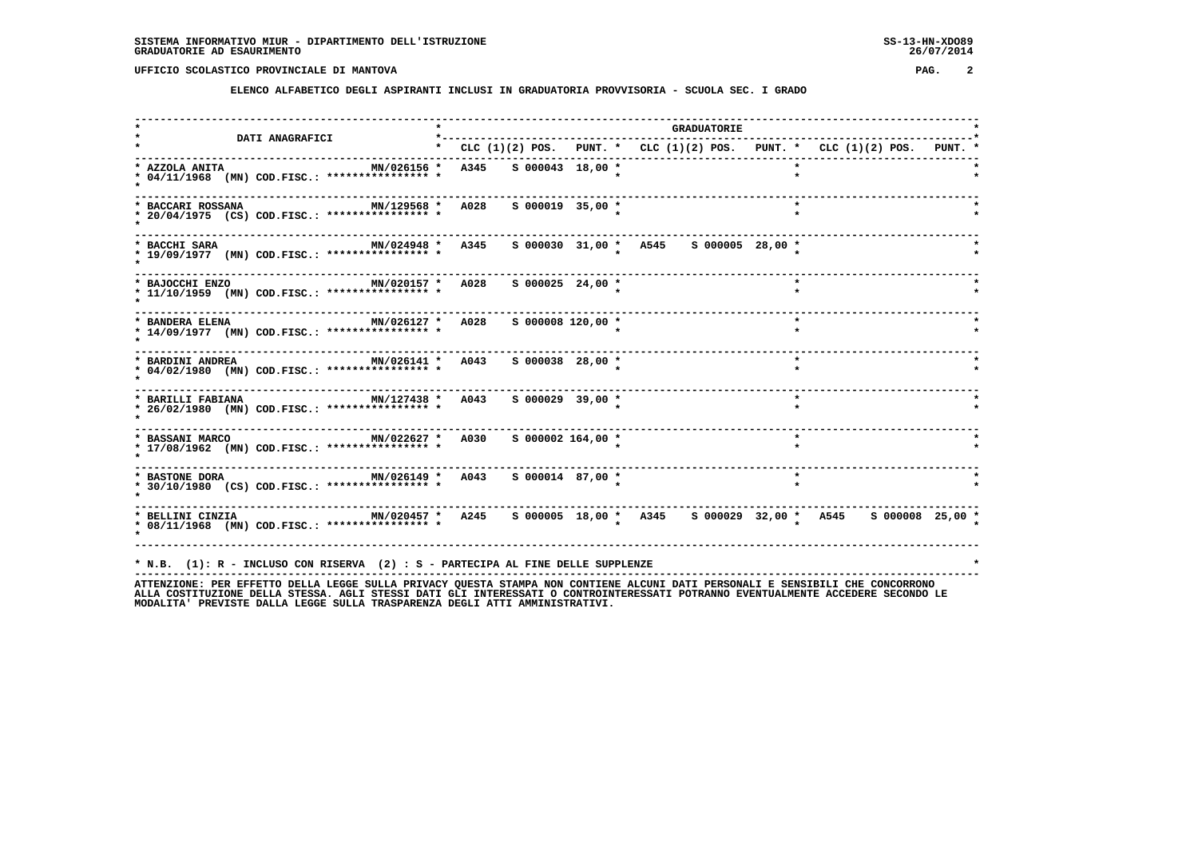SISTEMA INFORMATIVO MIUR - DIPARTIMENTO DELL'ISTRUZIONE
GRADUATORIE AD ESAURIMENTO

UFFICIO SCOLASTICO PROVINCIALE DI MANTOVA

ELENCO ALFABETICO DEGLI ASPIRANTI INCLUSI IN GRADUATORIA PROVVISORIA - SCUOLA SEC. I GRADO

| DATI ANAGRAFICI | | CLC (1)(2) POS. | PUNT. | CLC (1)(2) POS. | PUNT. | CLC (1)(2) POS. | PUNT. |
|---|---|---|---|---|---|---|---|
| AZZOLA ANITA 04/11/1968 (MN) COD.FISC.: **************** | MN/026156 | A345 S 000043 | 18,00 | | | | |
| BACCARI ROSSANA 20/04/1975 (CS) COD.FISC.: **************** | MN/129568 | A028 S 000019 | 35,00 | | | | |
| BACCHI SARA 19/09/1977 (MN) COD.FISC.: **************** | MN/024948 | A345 S 000030 | 31,00 | A545 S 000005 | 28,00 | | |
| BAJOCCHI ENZO 11/10/1959 (MN) COD.FISC.: **************** | MN/020157 | A028 S 000025 | 24,00 | | | | |
| BANDERA ELENA 14/09/1977 (MN) COD.FISC.: **************** | MN/026127 | A028 S 000008 | 120,00 | | | | |
| BARDINI ANDREA 04/02/1980 (MN) COD.FISC.: **************** | MN/026141 | A043 S 000038 | 28,00 | | | | |
| BARILLI FABIANA 26/02/1980 (MN) COD.FISC.: **************** | MN/127438 | A043 S 000029 | 39,00 | | | | |
| BASSANI MARCO 17/08/1962 (MN) COD.FISC.: **************** | MN/022627 | A030 S 000002 | 164,00 | | | | |
| BASTONE DORA 30/10/1980 (CS) COD.FISC.: **************** | MN/026149 | A043 S 000014 | 87,00 | | | | |
| BELLINI CINZIA 08/11/1968 (MN) COD.FISC.: **************** | MN/020457 | A245 S 000005 | 18,00 | A345 S 000029 | 32,00 | A545 S 000008 | 25,00 |

* N.B. (1): R - INCLUSO CON RISERVA (2) : S - PARTECIPA AL FINE DELLE SUPPLENZE

ATTENZIONE: PER EFFETTO DELLA LEGGE SULLA PRIVACY QUESTA STAMPA NON CONTIENE ALCUNI DATI PERSONALI E SENSIBILI CHE CONCORRONO ALLA COSTITUZIONE DELLA STESSA. AGLI STESSI DATI GLI INTERESSATI O CONTROINTERESSATI POTRANNO EVENTUALMENTE ACCEDERE SECONDO LE MODALITA' PREVISTE DALLA LEGGE SULLA TRASPARENZA DEGLI ATTI AMMINISTRATIVI.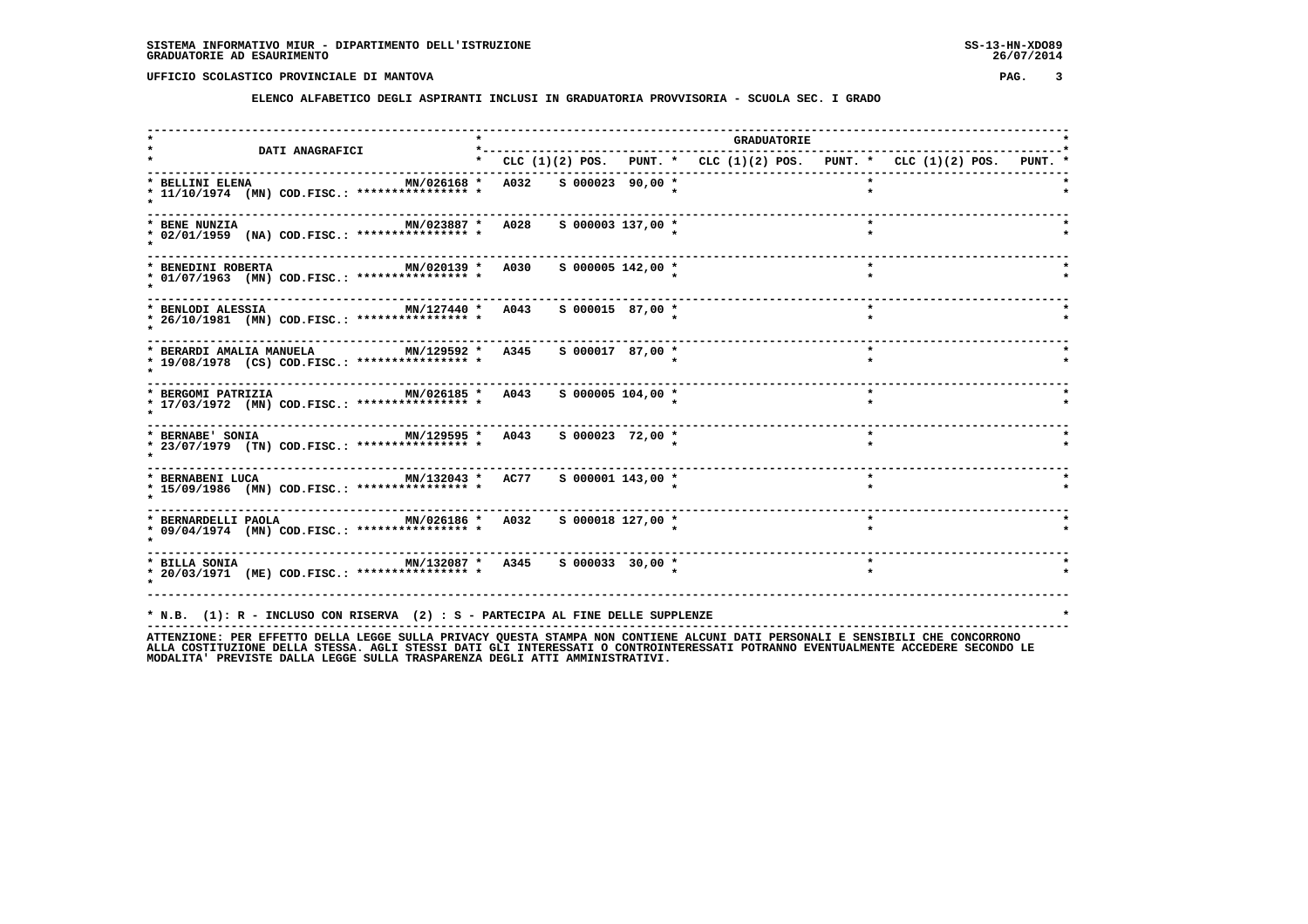SISTEMA INFORMATIVO MIUR - DIPARTIMENTO DELL'ISTRUZIONE
GRADUATORIE AD ESAURIMENTO

SS-13-HN-XDO89
26/07/2014

UFFICIO SCOLASTICO PROVINCIALE DI MANTOVA

## ELENCO ALFABETICO DEGLI ASPIRANTI INCLUSI IN GRADUATORIA PROVVISORIA - SCUOLA SEC. I GRADO

| DATI ANAGRAFICI | | GRADUATORIE | | | | | | | | | |
|---|---|---|---|---|---|---|---|---|---|---|---|
| | | CLC | (1)(2) | POS. | PUNT. | CLC | (1)(2) POS. | PUNT. | CLC | (1)(2) POS. | PUNT. |
| BELLINI ELENA 11/10/1974 (MN) COD.FISC.: **************** | MN/026168 | A032 | S | 000023 | 90,00 | | | | | | |
| BENE NUNZIA 02/01/1959 (NA) COD.FISC.: **************** | MN/023887 | A028 | S | 000003 | 137,00 | | | | | | |
| BENEDINI ROBERTA 01/07/1963 (MN) COD.FISC.: **************** | MN/020139 | A030 | S | 000005 | 142,00 | | | | | | |
| BENLODI ALESSIA 26/10/1981 (MN) COD.FISC.: **************** | MN/127440 | A043 | S | 000015 | 87,00 | | | | | | |
| BERARDI AMALIA MANUELA 19/08/1978 (CS) COD.FISC.: **************** | MN/129592 | A345 | S | 000017 | 87,00 | | | | | | |
| BERGOMI PATRIZIA 17/03/1972 (MN) COD.FISC.: **************** | MN/026185 | A043 | S | 000005 | 104,00 | | | | | | |
| BERNABE' SONIA 23/07/1979 (TN) COD.FISC.: **************** | MN/129595 | A043 | S | 000023 | 72,00 | | | | | | |
| BERNABENI LUCA 15/09/1986 (MN) COD.FISC.: **************** | MN/132043 | AC77 | S | 000001 | 143,00 | | | | | | |
| BERNARDELLI PAOLA 09/04/1974 (MN) COD.FISC.: **************** | MN/026186 | A032 | S | 000018 | 127,00 | | | | | | |
| BILLA SONIA 20/03/1971 (ME) COD.FISC.: **************** | MN/132087 | A345 | S | 000033 | 30,00 | | | | | | |

* N.B. (1): R - INCLUSO CON RISERVA (2) : S - PARTECIPA AL FINE DELLE SUPPLENZE

ATTENZIONE: PER EFFETTO DELLA LEGGE SULLA PRIVACY QUESTA STAMPA NON CONTIENE ALCUNI DATI PERSONALI E SENSIBILI CHE CONCORRONO ALLA COSTITUZIONE DELLA STESSA. AGLI STESSI DATI GLI INTERESSATI O CONTROINTERESSATI POTRANNO EVENTUALMENTE ACCEDERE SECONDO LE MODALITA' PREVISTE DALLA LEGGE SULLA TRASPARENZA DEGLI ATTI AMMINISTRATIVI.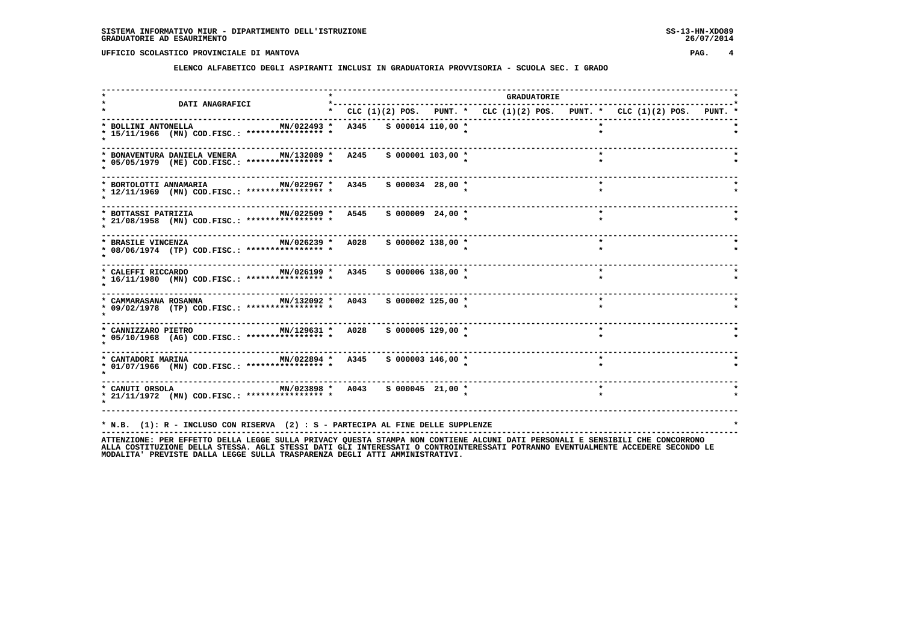## UFFICIO SCOLASTICO PROVINCIALE DI MANTOVA

### ELENCO ALFABETICO DEGLI ASPIRANTI INCLUSI IN GRADUATORIA PROVVISORIA - SCUOLA SEC. I GRADO

| DATI ANAGRAFICI | | GRADUATORIE | | | | | | | | |
|---|---|---|---|---|---|---|---|---|---|---|
| | | CLC | (1)(2) POS. | PUNT. | CLC | (1)(2) POS. | PUNT. | CLC | (1)(2) POS. | PUNT. |
| BOLLINI ANTONELLA 15/11/1966 (MN) COD.FISC.: **************** | MN/022493 | A345 | S 000014 | 110,00 | | | | | | |
| BONAVENTURA DANIELA VENERA 05/05/1979 (ME) COD.FISC.: **************** | MN/132089 | A245 | S 000001 | 103,00 | | | | | | |
| BORTOLOTTI ANNAMARIA 12/11/1969 (MN) COD.FISC.: **************** | MN/022967 | A345 | S 000034 | 28,00 | | | | | | |
| BOTTASSI PATRIZIA 21/08/1958 (MN) COD.FISC.: **************** | MN/022509 | A545 | S 000009 | 24,00 | | | | | | |
| BRASILE VINCENZA 08/06/1974 (TP) COD.FISC.: **************** | MN/026239 | A028 | S 000002 | 138,00 | | | | | | |
| CALEFFI RICCARDO 16/11/1980 (MN) COD.FISC.: **************** | MN/026199 | A345 | S 000006 | 138,00 | | | | | | |
| CAMMARASANA ROSANNA 09/02/1978 (TP) COD.FISC.: **************** | MN/132092 | A043 | S 000002 | 125,00 | | | | | | |
| CANNIZZARO PIETRO 05/10/1968 (AG) COD.FISC.: **************** | MN/129631 | A028 | S 000005 | 129,00 | | | | | | |
| CANTADORI MARINA 01/07/1966 (MN) COD.FISC.: **************** | MN/022894 | A345 | S 000003 | 146,00 | | | | | | |
| CANUTI ORSOLA 21/11/1972 (MN) COD.FISC.: **************** | MN/023898 | A043 | S 000045 | 21,00 | | | | | | |

* N.B. (1): R - INCLUSO CON RISERVA (2) : S - PARTECIPA AL FINE DELLE SUPPLENZE

ATTENZIONE: PER EFFETTO DELLA LEGGE SULLA PRIVACY QUESTA STAMPA NON CONTIENE ALCUNI DATI PERSONALI E SENSIBILI CHE CONCORRONO ALLA COSTITUZIONE DELLA STESSA. AGLI STESSI DATI GLI INTERESSATI O CONTROINTERESSATI POTRANNO EVENTUALMENTE ACCEDERE SECONDO LE MODALITA' PREVISTE DALLA LEGGE SULLA TRASPARENZA DEGLI ATTI AMMINISTRATIVI.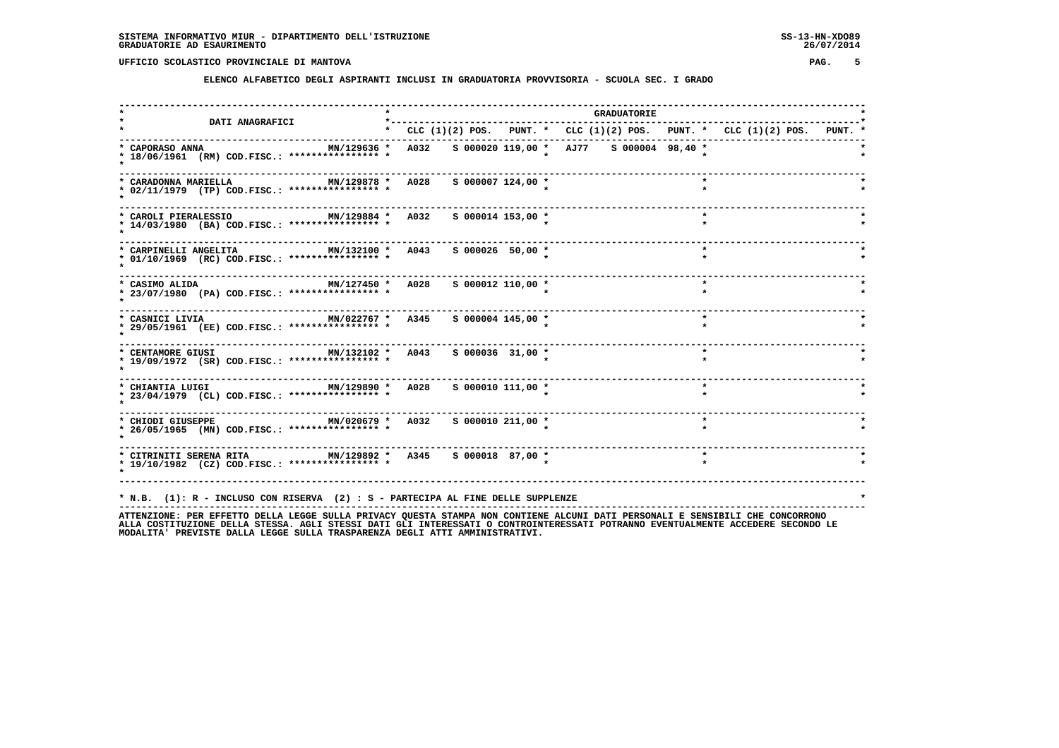SISTEMA INFORMATIVO MIUR - DIPARTIMENTO DELL'ISTRUZIONE
GRADUATORIE AD ESAURIMENTO

UFFICIO SCOLASTICO PROVINCIALE DI MANTOVA

## ELENCO ALFABETICO DEGLI ASPIRANTI INCLUSI IN GRADUATORIA PROVVISORIA - SCUOLA SEC. I GRADO

| DATI ANAGRAFICI | | GRADUATORIE | | | | | | | | |
|---|---|---|---|---|---|---|---|---|---|---|
| | | CLC | (1)(2) POS. | PUNT. | CLC | (1)(2) POS. | PUNT. | CLC | (1)(2) POS. | PUNT. |
| CAPORASO ANNA<br>18/06/1961 (RM) COD.FISC.: **************** | MN/129636 | A032 | S 000020 | 119,00 | AJ77 | S 000004 | 98,40 | | | |
| CARADONNA MARIELLA<br>02/11/1979 (TP) COD.FISC.: **************** | MN/129878 | A028 | S 000007 | 124,00 | | | | | | |
| CAROLI PIERALESSIO<br>14/03/1980 (BA) COD.FISC.: **************** | MN/129884 | A032 | S 000014 | 153,00 | | | | | | |
| CARPINELLI ANGELITA<br>01/10/1969 (RC) COD.FISC.: **************** | MN/132100 | A043 | S 000026 | 50,00 | | | | | | |
| CASIMO ALIDA<br>23/07/1980 (PA) COD.FISC.: **************** | MN/127450 | A028 | S 000012 | 110,00 | | | | | | |
| CASNICI LIVIA<br>29/05/1961 (EE) COD.FISC.: **************** | MN/022767 | A345 | S 000004 | 145,00 | | | | | | |
| CENTAMORE GIUSI<br>19/09/1972 (SR) COD.FISC.: **************** | MN/132102 | A043 | S 000036 | 31,00 | | | | | | |
| CHIANTIA LUIGI<br>23/04/1979 (CL) COD.FISC.: **************** | MN/129890 | A028 | S 000010 | 111,00 | | | | | | |
| CHIODI GIUSEPPE<br>26/05/1965 (MN) COD.FISC.: **************** | MN/020679 | A032 | S 000010 | 211,00 | | | | | | |
| CITRINITI SERENA RITA<br>19/10/1982 (CZ) COD.FISC.: **************** | MN/129892 | A345 | S 000018 | 87,00 | | | | | | |

* N.B. (1): R - INCLUSO CON RISERVA (2) : S - PARTECIPA AL FINE DELLE SUPPLENZE

ATTENZIONE: PER EFFETTO DELLA LEGGE SULLA PRIVACY QUESTA STAMPA NON CONTIENE ALCUNI DATI PERSONALI E SENSIBILI CHE CONCORRONO ALLA COSTITUZIONE DELLA STESSA. AGLI STESSI DATI GLI INTERESSATI O CONTROINTERESSATI POTRANNO EVENTUALMENTE ACCEDERE SECONDO LE MODALITA' PREVISTE DALLA LEGGE SULLA TRASPARENZA DEGLI ATTI AMMINISTRATIVI.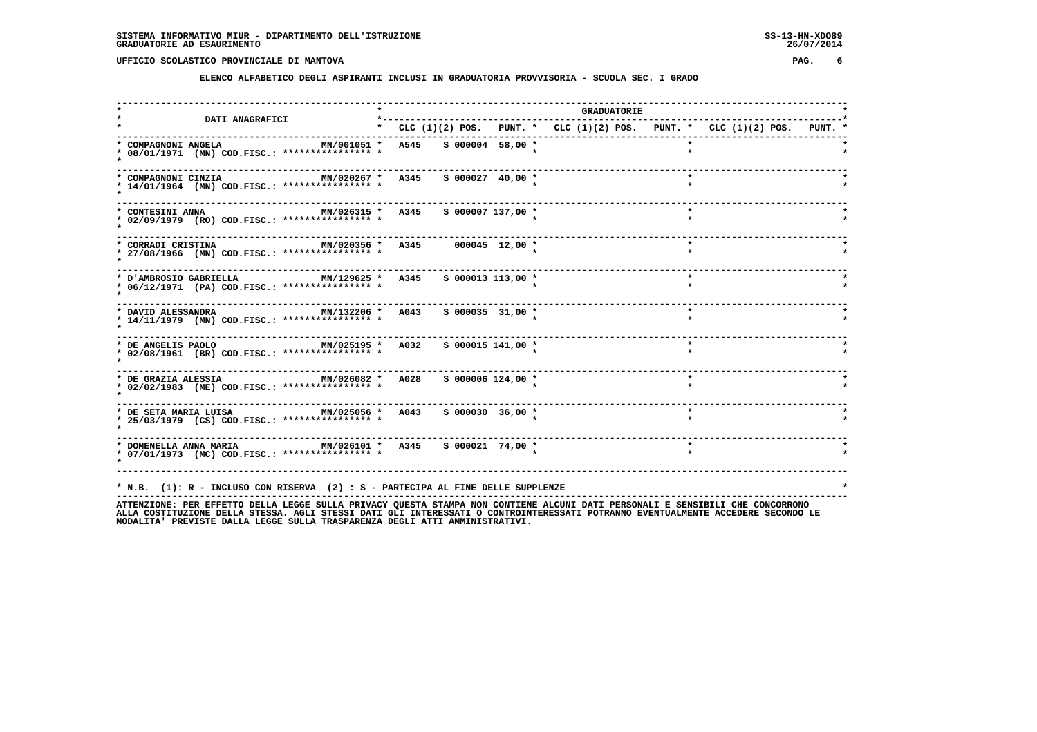SISTEMA INFORMATIVO MIUR - DIPARTIMENTO DELL'ISTRUZIONE
GRADUATORIE AD ESAURIMENTO

UFFICIO SCOLASTICO PROVINCIALE DI MANTOVA

## ELENCO ALFABETICO DEGLI ASPIRANTI INCLUSI IN GRADUATORIA PROVVISORIA - SCUOLA SEC. I GRADO

| DATI ANAGRAFICI | | GRADUATORIE CLC | (1)(2) POS. | PUNT. | CLC | (1)(2) POS. | PUNT. | CLC | (1)(2) POS. | PUNT. |
|---|---|---|---|---|---|---|---|---|---|---|
| COMPAGNONI ANGELA 08/01/1971 (MN) COD.FISC.: **************** | MN/001051 | A545 | S 000004 | 58,00 | | | | | | |
| COMPAGNONI CINZIA 14/01/1964 (MN) COD.FISC.: **************** | MN/020267 | A345 | S 000027 | 40,00 | | | | | | |
| CONTESINI ANNA 02/09/1979 (RO) COD.FISC.: **************** | MN/026315 | A345 | S 000007 | 137,00 | | | | | | |
| CORRADI CRISTINA 27/08/1966 (MN) COD.FISC.: **************** | MN/020356 | A345 | 000045 | 12,00 | | | | | | |
| D'AMBROSIO GABRIELLA 06/12/1971 (PA) COD.FISC.: **************** | MN/129625 | A345 | S 000013 | 113,00 | | | | | | |
| DAVID ALESSANDRA 14/11/1979 (MN) COD.FISC.: **************** | MN/132206 | A043 | S 000035 | 31,00 | | | | | | |
| DE ANGELIS PAOLO 02/08/1961 (BR) COD.FISC.: **************** | MN/025195 | A032 | S 000015 | 141,00 | | | | | | |
| DE GRAZIA ALESSIA 02/02/1983 (ME) COD.FISC.: **************** | MN/026082 | A028 | S 000006 | 124,00 | | | | | | |
| DE SETA MARIA LUISA 25/03/1979 (CS) COD.FISC.: **************** | MN/025056 | A043 | S 000030 | 36,00 | | | | | | |
| DOMENELLA ANNA MARIA 07/01/1973 (MC) COD.FISC.: **************** | MN/026101 | A345 | S 000021 | 74,00 | | | | | | |

* N.B. (1): R - INCLUSO CON RISERVA (2) : S - PARTECIPA AL FINE DELLE SUPPLENZE

ATTENZIONE: PER EFFETTO DELLA LEGGE SULLA PRIVACY QUESTA STAMPA NON CONTIENE ALCUNI DATI PERSONALI E SENSIBILI CHE CONCORRONO ALLA COSTITUZIONE DELLA STESSA. AGLI STESSI DATI GLI INTERESSATI O CONTROINTERESSATI POTRANNO EVENTUALMENTE ACCEDERE SECONDO LE MODALITA' PREVISTE DALLA LEGGE SULLA TRASPARENZA DEGLI ATTI AMMINISTRATIVI.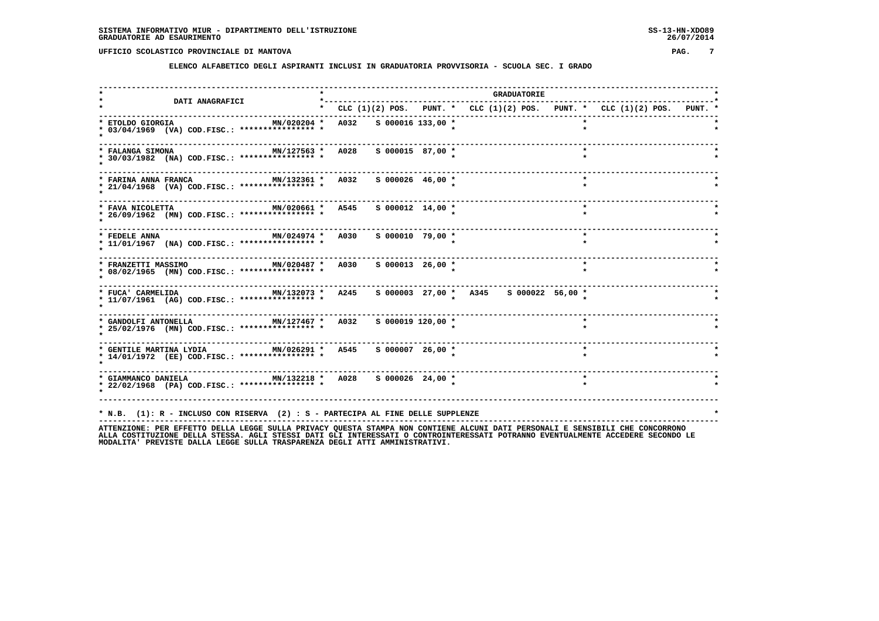SISTEMA INFORMATIVO MIUR - DIPARTIMENTO DELL'ISTRUZIONE
GRADUATORIE AD ESAURIMENTO

UFFICIO SCOLASTICO PROVINCIALE DI MANTOVA

## ELENCO ALFABETICO DEGLI ASPIRANTI INCLUSI IN GRADUATORIA PROVVISORIA - SCUOLA SEC. I GRADO

| DATI ANAGRAFICI | | CLC (1)(2) | POS. | PUNT. | CLC (1)(2) | POS. | PUNT. | CLC (1)(2) | POS. | PUNT. |
|---|---|---|---|---|---|---|---|---|---|---|
| ETOLDO GIORGIA 03/04/1969 (VA) COD.FISC.: **************** | MN/020204 | A032 | S 000016 | 133,00 | | | | | | |
| FALANGA SIMONA 30/03/1982 (NA) COD.FISC.: **************** | MN/127563 | A028 | S 000015 | 87,00 | | | | | | |
| FARINA ANNA FRANCA 21/04/1968 (VA) COD.FISC.: **************** | MN/132361 | A032 | S 000026 | 46,00 | | | | | | |
| FAVA NICOLETTA 26/09/1962 (MN) COD.FISC.: **************** | MN/020661 | A545 | S 000012 | 14,00 | | | | | | |
| FEDELE ANNA 11/01/1967 (NA) COD.FISC.: **************** | MN/024974 | A030 | S 000010 | 79,00 | | | | | | |
| FRANZETTI MASSIMO 08/02/1965 (MN) COD.FISC.: **************** | MN/020487 | A030 | S 000013 | 26,00 | | | | | | |
| FUCA' CARMELIDA 11/07/1961 (AG) COD.FISC.: **************** | MN/132073 | A245 | S 000003 | 27,00 | A345 | S 000022 | 56,00 | | | |
| GANDOLFI ANTONELLA 25/02/1976 (MN) COD.FISC.: **************** | MN/127467 | A032 | S 000019 | 120,00 | | | | | | |
| GENTILE MARTINA LYDIA 14/01/1972 (EE) COD.FISC.: **************** | MN/026291 | A545 | S 000007 | 26,00 | | | | | | |
| GIAMMANCO DANIELA 22/02/1968 (PA) COD.FISC.: **************** | MN/132218 | A028 | S 000026 | 24,00 | | | | | | |

* N.B. (1): R - INCLUSO CON RISERVA (2) : S - PARTECIPA AL FINE DELLE SUPPLENZE

ATTENZIONE: PER EFFETTO DELLA LEGGE SULLA PRIVACY QUESTA STAMPA NON CONTIENE ALCUNI DATI PERSONALI E SENSIBILI CHE CONCORRONO ALLA COSTITUZIONE DELLA STESSA. AGLI STESSI DATI GLI INTERESSATI O CONTROINTERESSATI POTRANNO EVENTUALMENTE ACCEDERE SECONDO LE MODALITA' PREVISTE DALLA LEGGE SULLA TRASPARENZA DEGLI ATTI AMMINISTRATIVI.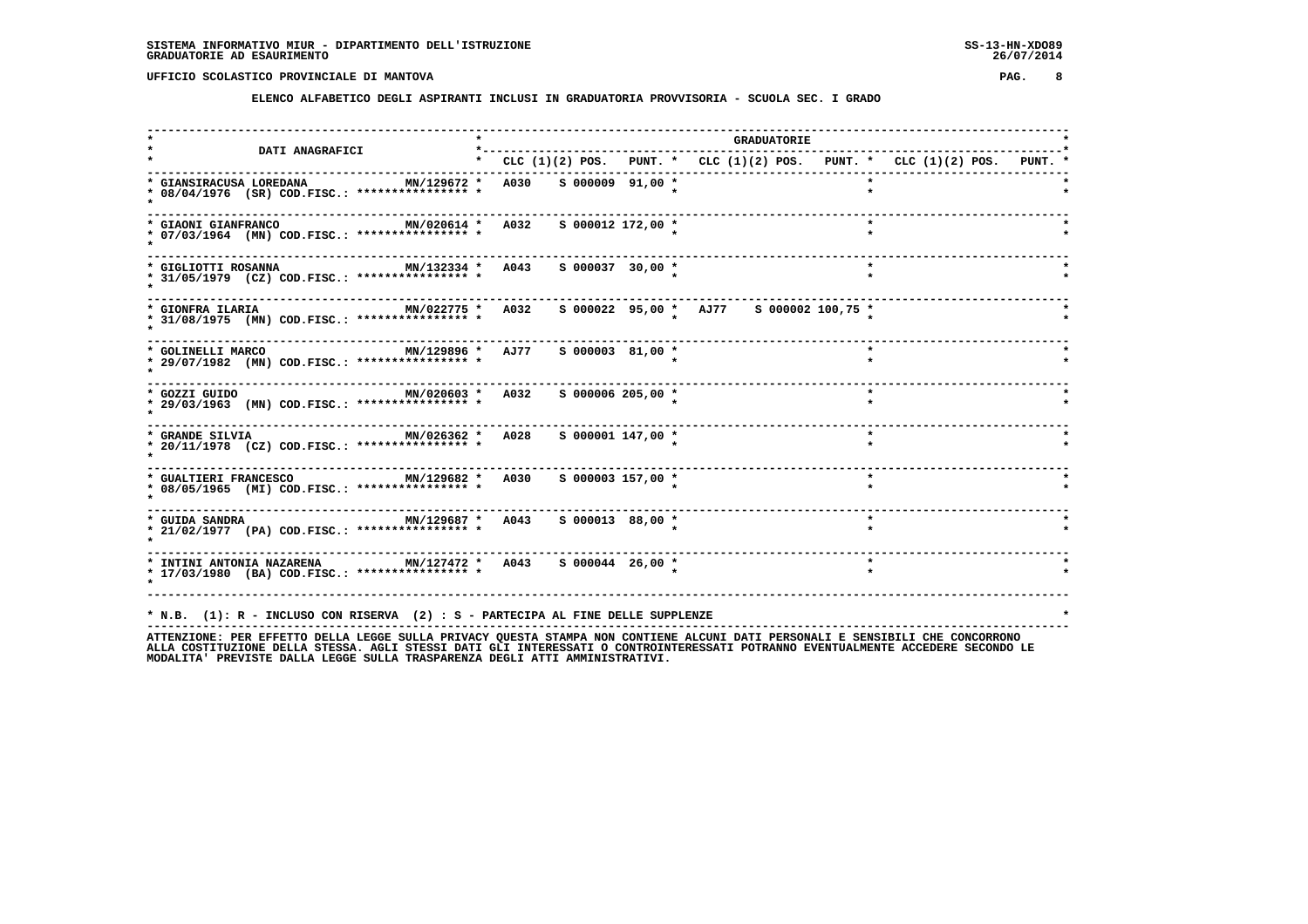SISTEMA INFORMATIVO MIUR - DIPARTIMENTO DELL'ISTRUZIONE
GRADUATORIE AD ESAURIMENTO

UFFICIO SCOLASTICO PROVINCIALE DI MANTOVA

## ELENCO ALFABETICO DEGLI ASPIRANTI INCLUSI IN GRADUATORIA PROVVISORIA - SCUOLA SEC. I GRADO

| DATI ANAGRAFICI | | GRADUATORIE | | | | | | | | |
|---|---|---|---|---|---|---|---|---|---|---|
| | | CLC | (1)(2) POS. | PUNT. | CLC | (1)(2) POS. | PUNT. | CLC | (1)(2) POS. | PUNT. |
| GIANSIRACUSA LOREDANA 08/04/1976 (SR) COD.FISC.: **************** | MN/129672 | A030 | S 000009 | 91,00 | | | | | | |
| GIAONI GIANFRANCO 07/03/1964 (MN) COD.FISC.: **************** | MN/020614 | A032 | S 000012 | 172,00 | | | | | | |
| GIGLIOTTI ROSANNA 31/05/1979 (CZ) COD.FISC.: **************** | MN/132334 | A043 | S 000037 | 30,00 | | | | | | |
| GIONFRA ILARIA 31/08/1975 (MN) COD.FISC.: **************** | MN/022775 | A032 | S 000022 | 95,00 | AJ77 | S 000002 | 100,75 | | | |
| GOLINELLI MARCO 29/07/1982 (MN) COD.FISC.: **************** | MN/129896 | AJ77 | S 000003 | 81,00 | | | | | | |
| GOZZI GUIDO 29/03/1963 (MN) COD.FISC.: **************** | MN/020603 | A032 | S 000006 | 205,00 | | | | | | |
| GRANDE SILVIA 20/11/1978 (CZ) COD.FISC.: **************** | MN/026362 | A028 | S 000001 | 147,00 | | | | | | |
| GUALTIERI FRANCESCO 08/05/1965 (MI) COD.FISC.: **************** | MN/129682 | A030 | S 000003 | 157,00 | | | | | | |
| GUIDA SANDRA 21/02/1977 (PA) COD.FISC.: **************** | MN/129687 | A043 | S 000013 | 88,00 | | | | | | |
| INTINI ANTONIA NAZARENA 17/03/1980 (BA) COD.FISC.: **************** | MN/127472 | A043 | S 000044 | 26,00 | | | | | | |

* N.B. (1): R - INCLUSO CON RISERVA (2) : S - PARTECIPA AL FINE DELLE SUPPLENZE

ATTENZIONE: PER EFFETTO DELLA LEGGE SULLA PRIVACY QUESTA STAMPA NON CONTIENE ALCUNI DATI PERSONALI E SENSIBILI CHE CONCORRONO ALLA COSTITUZIONE DELLA STESSA. AGLI STESSI DATI GLI INTERESSATI O CONTROINTERESSATI POTRANNO EVENTUALMENTE ACCEDERE SECONDO LE MODALITA' PREVISTE DALLA LEGGE SULLA TRASPARENZA DEGLI ATTI AMMINISTRATIVI.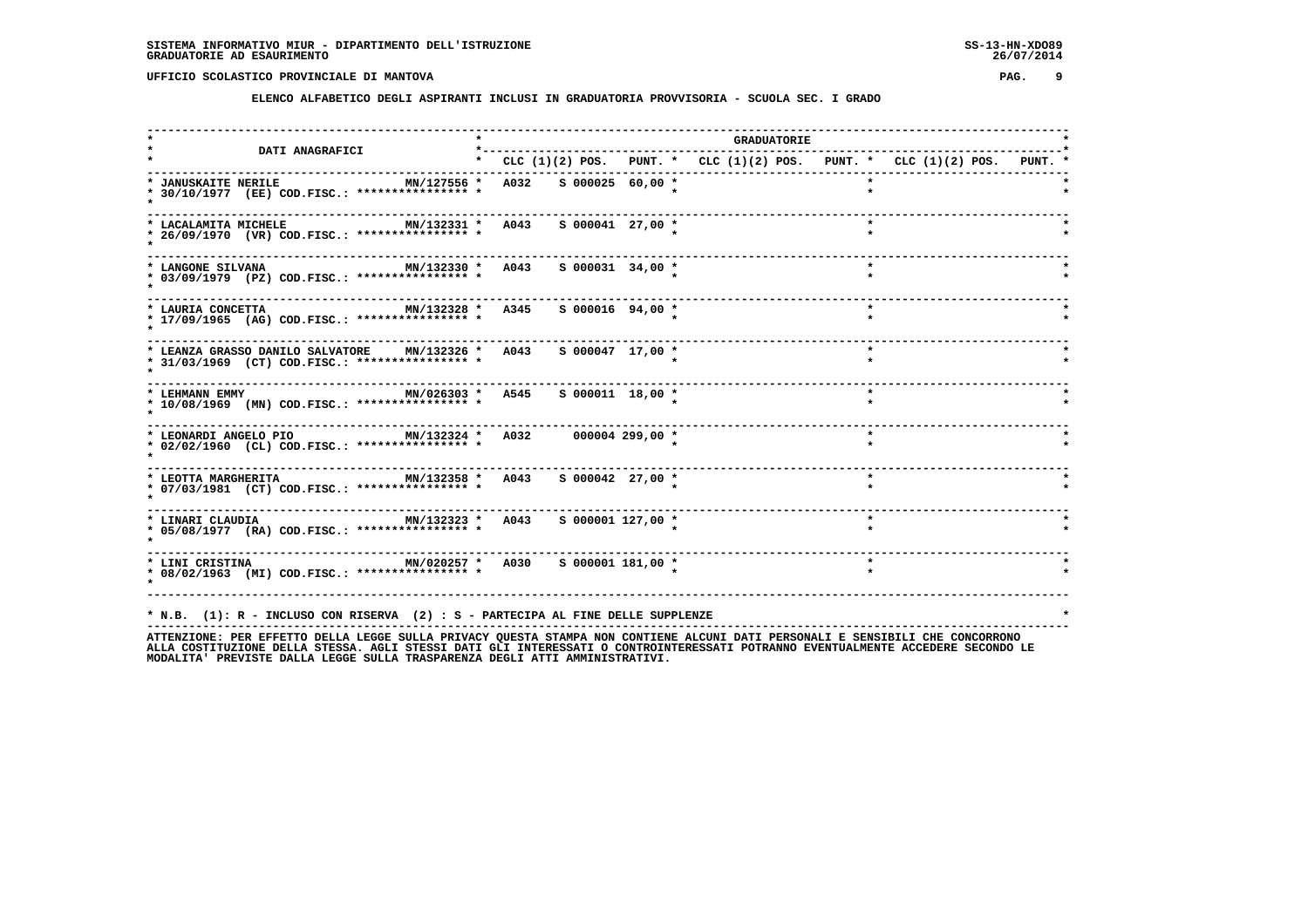SISTEMA INFORMATIVO MIUR - DIPARTIMENTO DELL'ISTRUZIONE
GRADUATORIE AD ESAURIMENTO

UFFICIO SCOLASTICO PROVINCIALE DI MANTOVA

**ELENCO ALFABETICO DEGLI ASPIRANTI INCLUSI IN GRADUATORIA PROVVISORIA - SCUOLA SEC. I GRADO**

| DATI ANAGRAFICI | | GRADUATORIE | | | | | | | | |
|---|---|---|---|---|---|---|---|---|---|---|
| | | CLC | (1)(2) POS. | PUNT. | CLC | (1)(2) POS. | PUNT. | CLC | (1)(2) POS. | PUNT. |
| JANUSKAITE NERILE 30/10/1977 (EE) COD.FISC.: **************** | MN/127556 | A032 | S 000025 | 60,00 | | | | | | |
| LACALAMITA MICHELE 26/09/1970 (VR) COD.FISC.: **************** | MN/132331 | A043 | S 000041 | 27,00 | | | | | | |
| LANGONE SILVANA 03/09/1979 (PZ) COD.FISC.: **************** | MN/132330 | A043 | S 000031 | 34,00 | | | | | | |
| LAURIA CONCETTA 17/09/1965 (AG) COD.FISC.: **************** | MN/132328 | A345 | S 000016 | 94,00 | | | | | | |
| LEANZA GRASSO DANILO SALVATORE 31/03/1969 (CT) COD.FISC.: **************** | MN/132326 | A043 | S 000047 | 17,00 | | | | | | |
| LEHMANN EMMY 10/08/1969 (MN) COD.FISC.: **************** | MN/026303 | A545 | S 000011 | 18,00 | | | | | | |
| LEONARDI ANGELO PIO 02/02/1960 (CL) COD.FISC.: **************** | MN/132324 | A032 | 000004 | 299,00 | | | | | | |
| LEOTTA MARGHERITA 07/03/1981 (CT) COD.FISC.: **************** | MN/132358 | A043 | S 000042 | 27,00 | | | | | | |
| LINARI CLAUDIA 05/08/1977 (RA) COD.FISC.: **************** | MN/132323 | A043 | S 000001 | 127,00 | | | | | | |
| LINI CRISTINA 08/02/1963 (MI) COD.FISC.: **************** | MN/020257 | A030 | S 000001 | 181,00 | | | | | | |

* N.B. (1): R - INCLUSO CON RISERVA (2) : S - PARTECIPA AL FINE DELLE SUPPLENZE

ATTENZIONE: PER EFFETTO DELLA LEGGE SULLA PRIVACY QUESTA STAMPA NON CONTIENE ALCUNI DATI PERSONALI E SENSIBILI CHE CONCORRONO ALLA COSTITUZIONE DELLA STESSA. AGLI STESSI DATI GLI INTERESSATI O CONTROINTERESSATI POTRANNO EVENTUALMENTE ACCEDERE SECONDO LE MODALITA' PREVISTE DALLA LEGGE SULLA TRASPARENZA DEGLI ATTI AMMINISTRATIVI.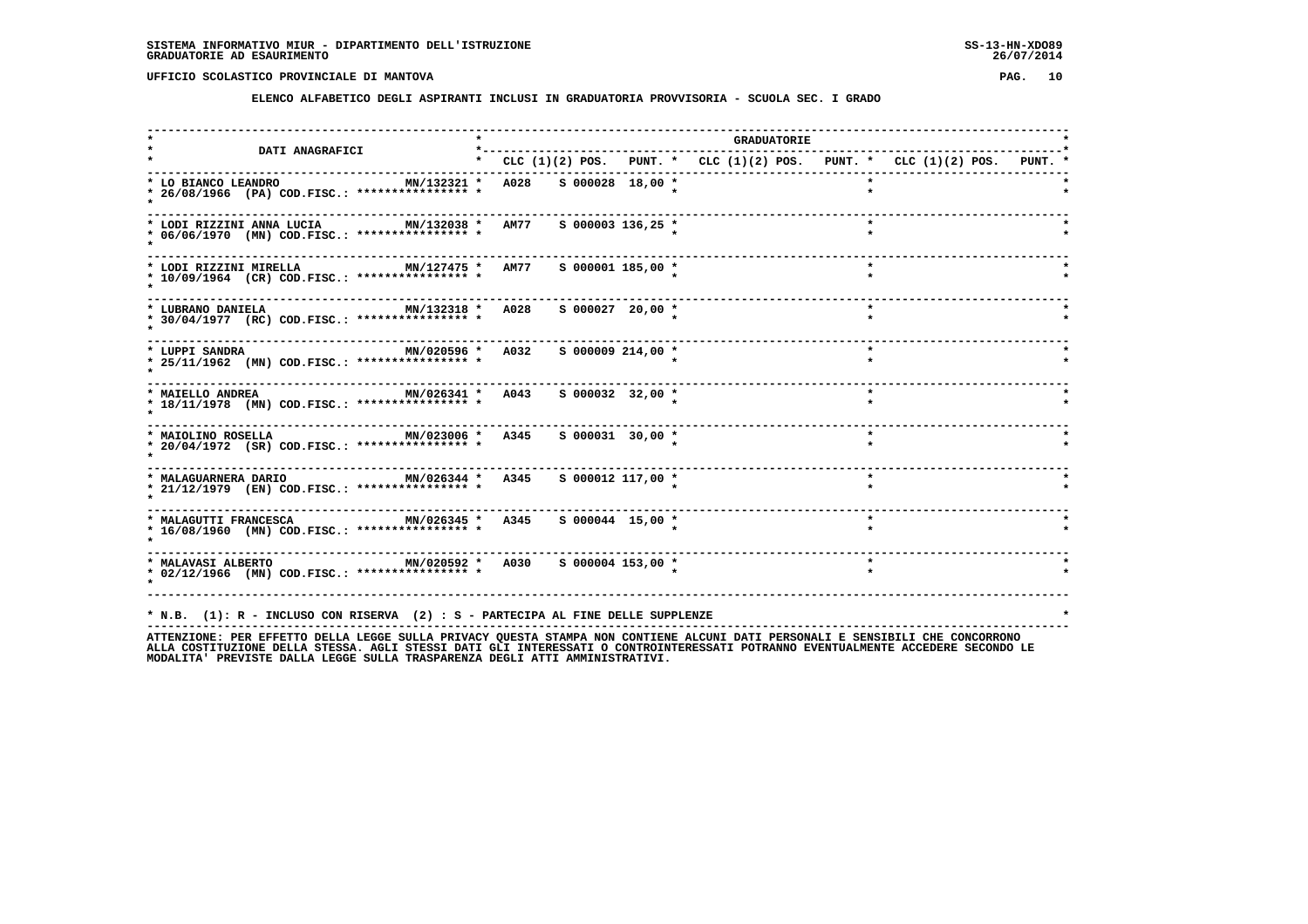SISTEMA INFORMATIVO MIUR - DIPARTIMENTO DELL'ISTRUZIONE
GRADUATORIE AD ESAURIMENTO

SS-13-HN-XDO89
26/07/2014

UFFICIO SCOLASTICO PROVINCIALE DI MANTOVA

## ELENCO ALFABETICO DEGLI ASPIRANTI INCLUSI IN GRADUATORIA PROVVISORIA - SCUOLA SEC. I GRADO

| DATI ANAGRAFICI | | GRADUATORIE | | | | | | | | |
|---|---|---|---|---|---|---|---|---|---|---|
| | | CLC | (1)(2) POS. | PUNT. | CLC | (1)(2) POS. | PUNT. | CLC | (1)(2) POS. | PUNT. |
| LO BIANCO LEANDRO 26/08/1966 (PA) COD.FISC.: **************** | MN/132321 | A028 | S 000028 | 18,00 | | | | | | |
| LODI RIZZINI ANNA LUCIA 06/06/1970 (MN) COD.FISC.: **************** | MN/132038 | AM77 | S 000003 | 136,25 | | | | | | |
| LODI RIZZINI MIRELLA 10/09/1964 (CR) COD.FISC.: **************** | MN/127475 | AM77 | S 000001 | 185,00 | | | | | | |
| LUBRANO DANIELA 30/04/1977 (RC) COD.FISC.: **************** | MN/132318 | A028 | S 000027 | 20,00 | | | | | | |
| LUPPI SANDRA 25/11/1962 (MN) COD.FISC.: **************** | MN/020596 | A032 | S 000009 | 214,00 | | | | | | |
| MAIELLO ANDREA 18/11/1978 (MN) COD.FISC.: **************** | MN/026341 | A043 | S 000032 | 32,00 | | | | | | |
| MAIOLINO ROSELLA 20/04/1972 (SR) COD.FISC.: **************** | MN/023006 | A345 | S 000031 | 30,00 | | | | | | |
| MALAGUARNERA DARIO 21/12/1979 (EN) COD.FISC.: **************** | MN/026344 | A345 | S 000012 | 117,00 | | | | | | |
| MALAGUTTI FRANCESCA 16/08/1960 (MN) COD.FISC.: **************** | MN/026345 | A345 | S 000044 | 15,00 | | | | | | |
| MALAVASI ALBERTO 02/12/1966 (MN) COD.FISC.: **************** | MN/020592 | A030 | S 000004 | 153,00 | | | | | | |

* N.B. (1): R - INCLUSO CON RISERVA (2) : S - PARTECIPA AL FINE DELLE SUPPLENZE

ATTENZIONE: PER EFFETTO DELLA LEGGE SULLA PRIVACY QUESTA STAMPA NON CONTIENE ALCUNI DATI PERSONALI E SENSIBILI CHE CONCORRONO ALLA COSTITUZIONE DELLA STESSA. AGLI STESSI DATI GLI INTERESSATI O CONTROINTERESSATI POTRANNO EVENTUALMENTE ACCEDERE SECONDO LE MODALITA' PREVISTE DALLA LEGGE SULLA TRASPARENZA DEGLI ATTI AMMINISTRATIVI.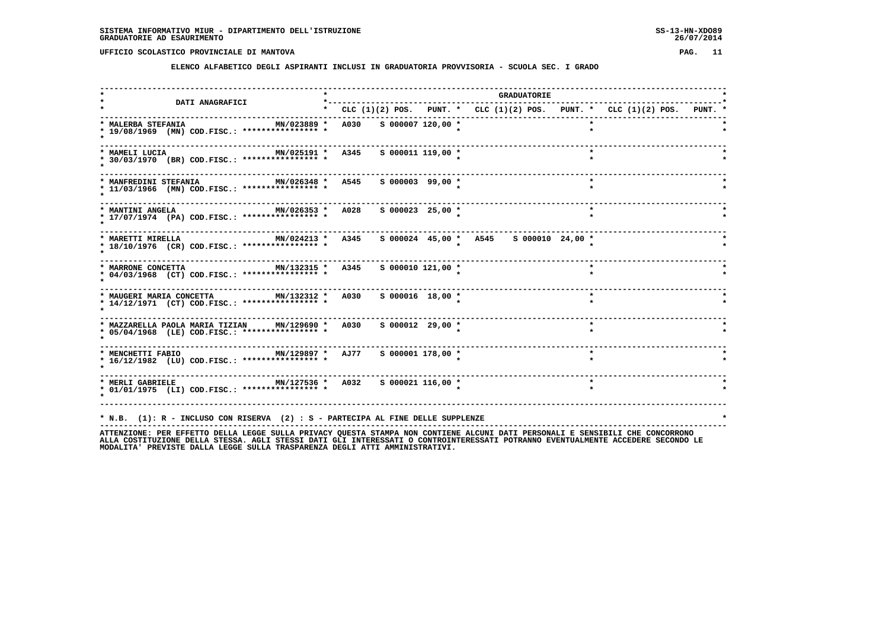SISTEMA INFORMATIVO MIUR - DIPARTIMENTO DELL'ISTRUZIONE
GRADUATORIE AD ESAURIMENTO

UFFICIO SCOLASTICO PROVINCIALE DI MANTOVA

**ELENCO ALFABETICO DEGLI ASPIRANTI INCLUSI IN GRADUATORIA PROVVISORIA - SCUOLA SEC. I GRADO**

| DATI ANAGRAFICI | | GRADUATORIE | | | | | | | | |
|---|---|---|---|---|---|---|---|---|---|---|
| | | CLC | (1)(2) POS. | PUNT. | CLC | (1)(2) POS. | PUNT. | CLC | (1)(2) POS. | PUNT. |
| MALERBA STEFANIA 19/08/1969 (MN) COD.FISC.: **************** | MN/023889 | A030 | S 000007 | 120,00 | | | | | | |
| MAMELI LUCIA 30/03/1970 (BR) COD.FISC.: **************** | MN/025191 | A345 | S 000011 | 119,00 | | | | | | |
| MANFREDINI STEFANIA 11/03/1966 (MN) COD.FISC.: **************** | MN/026348 | A545 | S 000003 | 99,00 | | | | | | |
| MANTINI ANGELA 17/07/1974 (PA) COD.FISC.: **************** | MN/026353 | A028 | S 000023 | 25,00 | | | | | | |
| MARETTI MIRELLA 18/10/1976 (CR) COD.FISC.: **************** | MN/024213 | A345 | S 000024 | 45,00 | A545 | S 000010 | 24,00 | | | |
| MARRONE CONCETTA 04/03/1968 (CT) COD.FISC.: **************** | MN/132315 | A345 | S 000010 | 121,00 | | | | | | |
| MAUGERI MARIA CONCETTA 14/12/1971 (CT) COD.FISC.: **************** | MN/132312 | A030 | S 000016 | 18,00 | | | | | | |
| MAZZARELLA PAOLA MARIA TIZIAN 05/04/1968 (LE) COD.FISC.: **************** | MN/129690 | A030 | S 000012 | 29,00 | | | | | | |
| MENCHETTI FABIO 16/12/1982 (LU) COD.FISC.: **************** | MN/129897 | AJ77 | S 000001 | 178,00 | | | | | | |
| MERLI GABRIELE 01/01/1975 (LI) COD.FISC.: **************** | MN/127536 | A032 | S 000021 | 116,00 | | | | | | |

* N.B. (1): R - INCLUSO CON RISERVA (2) : S - PARTECIPA AL FINE DELLE SUPPLENZE

ATTENZIONE: PER EFFETTO DELLA LEGGE SULLA PRIVACY QUESTA STAMPA NON CONTIENE ALCUNI DATI PERSONALI E SENSIBILI CHE CONCORRONO ALLA COSTITUZIONE DELLA STESSA. AGLI STESSI DATI GLI INTERESSATI O CONTROINTERESSATI POTRANNO EVENTUALMENTE ACCEDERE SECONDO LE MODALITA' PREVISTE DALLA LEGGE SULLA TRASPARENZA DEGLI ATTI AMMINISTRATIVI.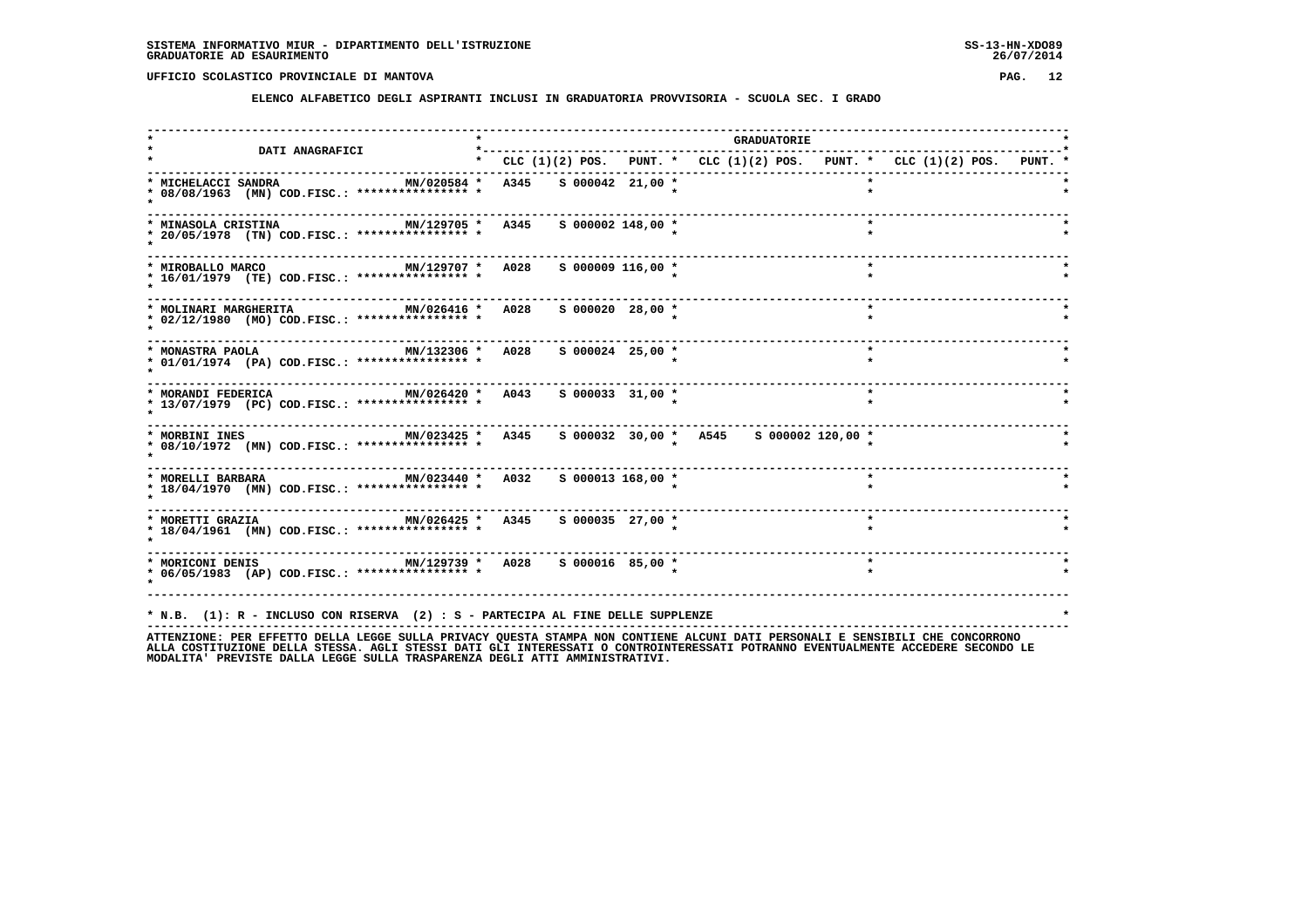SISTEMA INFORMATIVO MIUR - DIPARTIMENTO DELL'ISTRUZIONE
GRADUATORIE AD ESAURIMENTO

UFFICIO SCOLASTICO PROVINCIALE DI MANTOVA

**ELENCO ALFABETICO DEGLI ASPIRANTI INCLUSI IN GRADUATORIA PROVVISORIA - SCUOLA SEC. I GRADO**

| DATI ANAGRAFICI | | GRADUATORIE | | | | | | | | |
|---|---|---|---|---|---|---|---|---|---|---|
| | | CLC | (1)(2) POS. | PUNT. | CLC | (1)(2) POS. | PUNT. | CLC | (1)(2) POS. | PUNT. |
| MICHELACCI SANDRA 08/08/1963 (MN) COD.FISC.: **************** | MN/020584 | A345 | S 000042 | 21,00 | | | | | | |
| MINASOLA CRISTINA 20/05/1978 (TN) COD.FISC.: **************** | MN/129705 | A345 | S 000002 | 148,00 | | | | | | |
| MIROBALLO MARCO 16/01/1979 (TE) COD.FISC.: **************** | MN/129707 | A028 | S 000009 | 116,00 | | | | | | |
| MOLINARI MARGHERITA 02/12/1980 (MO) COD.FISC.: **************** | MN/026416 | A028 | S 000020 | 28,00 | | | | | | |
| MONASTRA PAOLA 01/01/1974 (PA) COD.FISC.: **************** | MN/132306 | A028 | S 000024 | 25,00 | | | | | | |
| MORANDI FEDERICA 13/07/1979 (PC) COD.FISC.: **************** | MN/026420 | A043 | S 000033 | 31,00 | | | | | | |
| MORBINI INES 08/10/1972 (MN) COD.FISC.: **************** | MN/023425 | A345 | S 000032 | 30,00 | A545 | S 000002 | 120,00 | | | |
| MORELLI BARBARA 18/04/1970 (MN) COD.FISC.: **************** | MN/023440 | A032 | S 000013 | 168,00 | | | | | | |
| MORETTI GRAZIA 18/04/1961 (MN) COD.FISC.: **************** | MN/026425 | A345 | S 000035 | 27,00 | | | | | | |
| MORICONI DENIS 06/05/1983 (AP) COD.FISC.: **************** | MN/129739 | A028 | S 000016 | 85,00 | | | | | | |

* N.B. (1): R - INCLUSO CON RISERVA (2) : S - PARTECIPA AL FINE DELLE SUPPLENZE

ATTENZIONE: PER EFFETTO DELLA LEGGE SULLA PRIVACY QUESTA STAMPA NON CONTIENE ALCUNI DATI PERSONALI E SENSIBILI CHE CONCORRONO ALLA COSTITUZIONE DELLA STESSA. AGLI STESSI DATI GLI INTERESSATI O CONTROINTERESSATI POTRANNO EVENTUALMENTE ACCEDERE SECONDO LE MODALITA' PREVISTE DALLA LEGGE SULLA TRASPARENZA DEGLI ATTI AMMINISTRATIVI.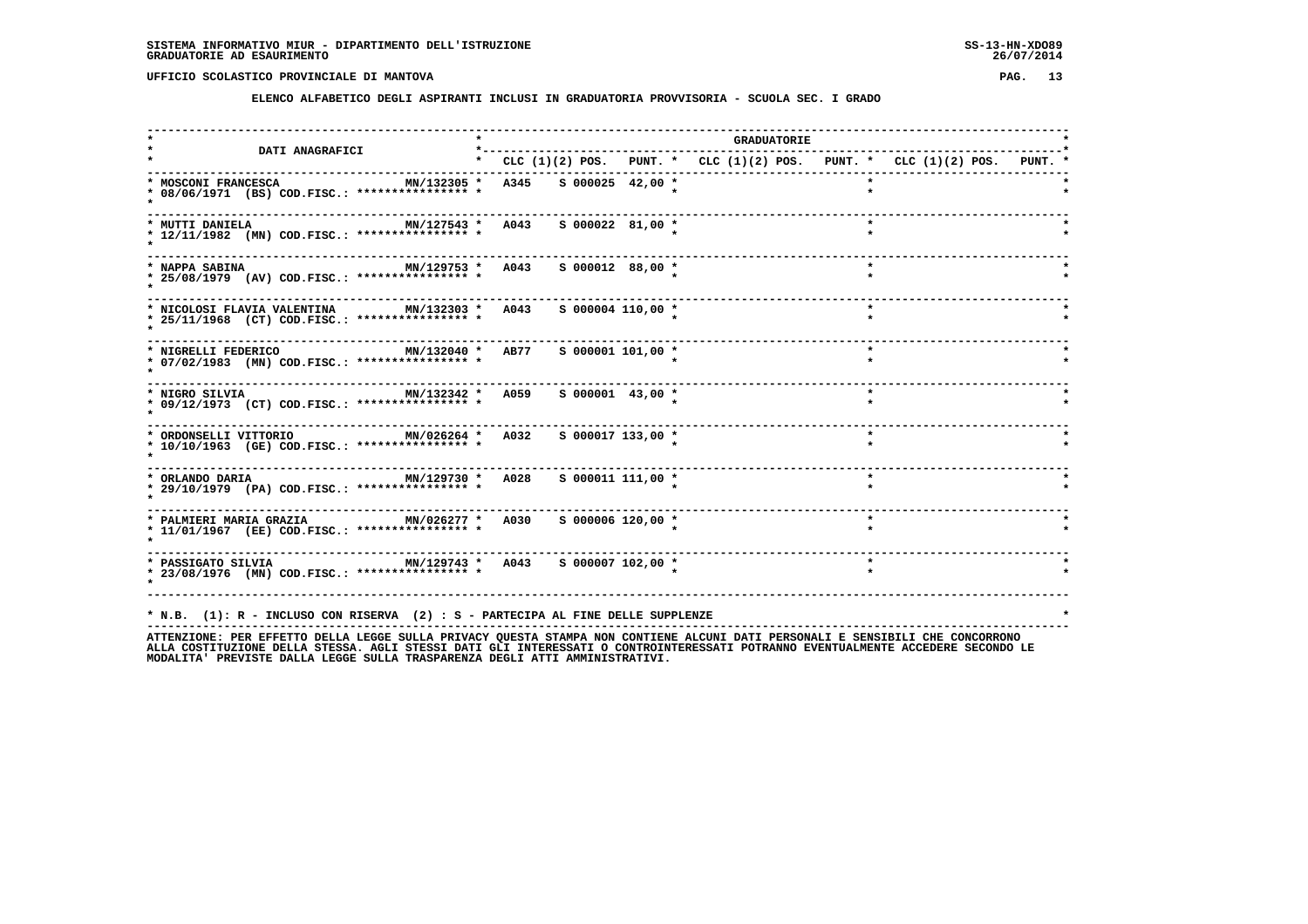**SISTEMA INFORMATIVO MIUR - DIPARTIMENTO DELL'ISTRUZIONE**
**GRADUATORIE AD ESAURIMENTO**

**UFFICIO SCOLASTICO PROVINCIALE DI MANTOVA**

**ELENCO ALFABETICO DEGLI ASPIRANTI INCLUSI IN GRADUATORIA PROVVISORIA - SCUOLA SEC. I GRADO**

| DATI ANAGRAFICI | | GRADUATORIE | | | | | | | | |
|---|---|---|---|---|---|---|---|---|---|---|
| | | CLC | (1)(2) POS. | PUNT. | CLC | (1)(2) POS. | PUNT. | CLC | (1)(2) POS. | PUNT. |
| MOSCONI FRANCESCA 08/06/1971 (BS) COD.FISC.: **************** | MN/132305 | A345 | S 000025 | 42,00 | | | | | | |
| MUTTI DANIELA 12/11/1982 (MN) COD.FISC.: **************** | MN/127543 | A043 | S 000022 | 81,00 | | | | | | |
| NAPPA SABINA 25/08/1979 (AV) COD.FISC.: **************** | MN/129753 | A043 | S 000012 | 88,00 | | | | | | |
| NICOLOSI FLAVIA VALENTINA 25/11/1968 (CT) COD.FISC.: **************** | MN/132303 | A043 | S 000004 | 110,00 | | | | | | |
| NIGRELLI FEDERICO 07/02/1983 (MN) COD.FISC.: **************** | MN/132040 | AB77 | S 000001 | 101,00 | | | | | | |
| NIGRO SILVIA 09/12/1973 (CT) COD.FISC.: **************** | MN/132342 | A059 | S 000001 | 43,00 | | | | | | |
| ORDONSELLI VITTORIO 10/10/1963 (GE) COD.FISC.: **************** | MN/026264 | A032 | S 000017 | 133,00 | | | | | | |
| ORLANDO DARIA 29/10/1979 (PA) COD.FISC.: **************** | MN/129730 | A028 | S 000011 | 111,00 | | | | | | |
| PALMIERI MARIA GRAZIA 11/01/1967 (EE) COD.FISC.: **************** | MN/026277 | A030 | S 000006 | 120,00 | | | | | | |
| PASSIGATO SILVIA 23/08/1976 (MN) COD.FISC.: **************** | MN/129743 | A043 | S 000007 | 102,00 | | | | | | |

* N.B. (1): R - INCLUSO CON RISERVA (2) : S - PARTECIPA AL FINE DELLE SUPPLENZE

ATTENZIONE: PER EFFETTO DELLA LEGGE SULLA PRIVACY QUESTA STAMPA NON CONTIENE ALCUNI DATI PERSONALI E SENSIBILI CHE CONCORRONO ALLA COSTITUZIONE DELLA STESSA. AGLI STESSI DATI GLI INTERESSATI O CONTROINTERESSATI POTRANNO EVENTUALMENTE ACCEDERE SECONDO LE MODALITA' PREVISTE DALLA LEGGE SULLA TRASPARENZA DEGLI ATTI AMMINISTRATIVI.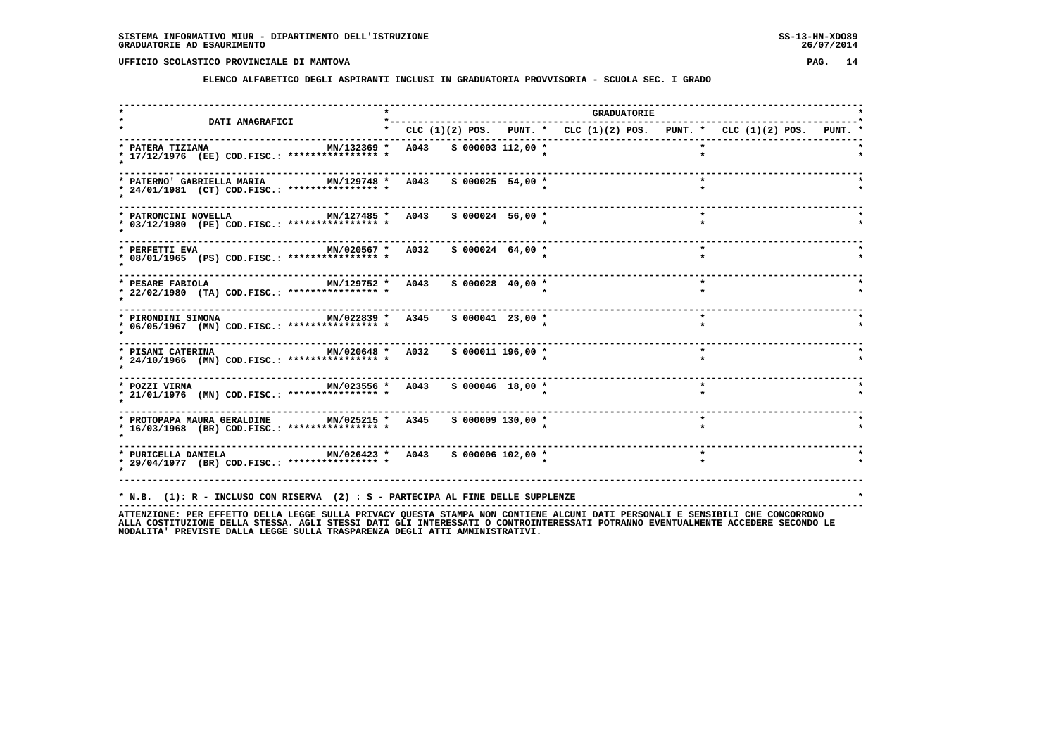**SISTEMA INFORMATIVO MIUR - DIPARTIMENTO DELL'ISTRUZIONE** SS-13-HN-XDO89
**GRADUATORIE AD ESAURIMENTO** 26/07/2014

**UFFICIO SCOLASTICO PROVINCIALE DI MANTOVA**

**ELENCO ALFABETICO DEGLI ASPIRANTI INCLUSI IN GRADUATORIA PROVVISORIA - SCUOLA SEC. I GRADO**

| DATI ANAGRAFICI | | GRADUATORIE | | | | | | | | |
|---|---|---|---|---|---|---|---|---|---|---|
| | | CLC | (1)(2) POS. | PUNT. | CLC | (1)(2) POS. | PUNT. | CLC | (1)(2) POS. | PUNT. |
| PATERA TIZIANA<br>17/12/1976 (EE) COD.FISC.: **************** | MN/132369 | A043 | S 000003 | 112,00 | | | | | | |
| PATERNO' GABRIELLA MARIA<br>24/01/1981 (CT) COD.FISC.: **************** | MN/129748 | A043 | S 000025 | 54,00 | | | | | | |
| PATRONCINI NOVELLA<br>03/12/1980 (PE) COD.FISC.: **************** | MN/127485 | A043 | S 000024 | 56,00 | | | | | | |
| PERFETTI EVA<br>08/01/1965 (PS) COD.FISC.: **************** | MN/020567 | A032 | S 000024 | 64,00 | | | | | | |
| PESARE FABIOLA<br>22/02/1980 (TA) COD.FISC.: **************** | MN/129752 | A043 | S 000028 | 40,00 | | | | | | |
| PIRONDINI SIMONA<br>06/05/1967 (MN) COD.FISC.: **************** | MN/022839 | A345 | S 000041 | 23,00 | | | | | | |
| PISANI CATERINA<br>24/10/1966 (MN) COD.FISC.: **************** | MN/020648 | A032 | S 000011 | 196,00 | | | | | | |
| POZZI VIRNA<br>21/01/1976 (MN) COD.FISC.: **************** | MN/023556 | A043 | S 000046 | 18,00 | | | | | | |
| PROTOPAPA MAURA GERALDINE<br>16/03/1968 (BR) COD.FISC.: **************** | MN/025215 | A345 | S 000009 | 130,00 | | | | | | |
| PURICELLA DANIELA<br>29/04/1977 (BR) COD.FISC.: **************** | MN/026423 | A043 | S 000006 | 102,00 | | | | | | |

* N.B. (1): R - INCLUSO CON RISERVA (2) : S - PARTECIPA AL FINE DELLE SUPPLENZE

ATTENZIONE: PER EFFETTO DELLA LEGGE SULLA PRIVACY QUESTA STAMPA NON CONTIENE ALCUNI DATI PERSONALI E SENSIBILI CHE CONCORRONO ALLA COSTITUZIONE DELLA STESSA. AGLI STESSI DATI GLI INTERESSATI O CONTROINTERESSATI POTRANNO EVENTUALMENTE ACCEDERE SECONDO LE MODALITA' PREVISTE DALLA LEGGE SULLA TRASPARENZA DEGLI ATTI AMMINISTRATIVI.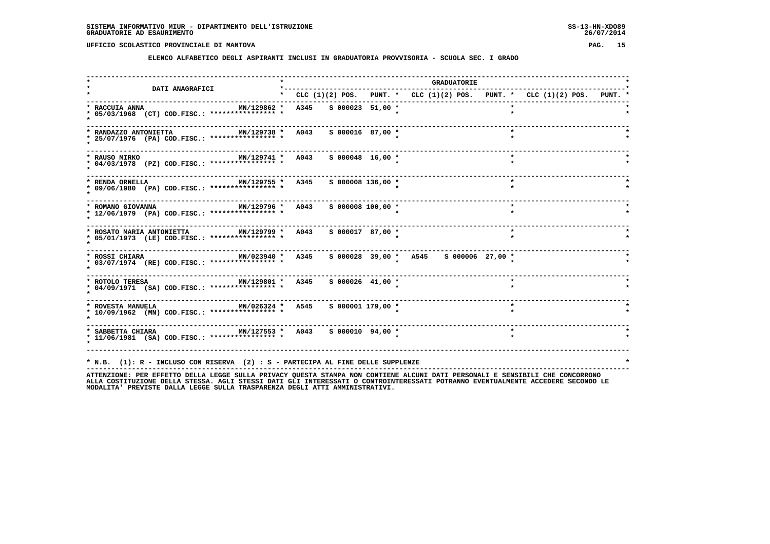**SISTEMA INFORMATIVO MIUR - DIPARTIMENTO DELL'ISTRUZIONE**
**GRADUATORIE AD ESAURIMENTO**

**UFFICIO SCOLASTICO PROVINCIALE DI MANTOVA**

**ELENCO ALFABETICO DEGLI ASPIRANTI INCLUSI IN GRADUATORIA PROVVISORIA - SCUOLA SEC. I GRADO**

| DATI ANAGRAFICI | | GRADUATORIE | | | | | | | | |
|---|---|---|---|---|---|---|---|---|---|---|
| | | CLC | (1)(2) POS. | PUNT. | CLC | (1)(2) POS. | PUNT. | CLC | (1)(2) POS. | PUNT. |
| RACCUIA ANNA 05/03/1968 (CT) COD.FISC.: **************** | MN/129862 | A345 | S 000023 | 51,00 | | | | | | |
| RANDAZZO ANTONIETTA 25/07/1976 (PA) COD.FISC.: **************** | MN/129738 | A043 | S 000016 | 87,00 | | | | | | |
| RAUSO MIRKO 04/03/1978 (PZ) COD.FISC.: **************** | MN/129741 | A043 | S 000048 | 16,00 | | | | | | |
| RENDA ORNELLA 09/06/1980 (PA) COD.FISC.: **************** | MN/129755 | A345 | S 000008 | 136,00 | | | | | | |
| ROMANO GIOVANNA 12/06/1979 (PA) COD.FISC.: **************** | MN/129796 | A043 | S 000008 | 100,00 | | | | | | |
| ROSATO MARIA ANTONIETTA 05/01/1973 (LE) COD.FISC.: **************** | MN/129799 | A043 | S 000017 | 87,00 | | | | | | |
| ROSSI CHIARA 03/07/1974 (RE) COD.FISC.: **************** | MN/023940 | A345 | S 000028 | 39,00 | A545 | S 000006 | 27,00 | | | |
| ROTOLO TERESA 04/09/1971 (SA) COD.FISC.: **************** | MN/129801 | A345 | S 000026 | 41,00 | | | | | | |
| ROVESTA MANUELA 10/09/1962 (MN) COD.FISC.: **************** | MN/026324 | A545 | S 000001 | 179,00 | | | | | | |
| SABBETTA CHIARA 11/06/1981 (SA) COD.FISC.: **************** | MN/127553 | A043 | S 000010 | 94,00 | | | | | | |

\* N.B. (1): R - INCLUSO CON RISERVA (2) : S - PARTECIPA AL FINE DELLE SUPPLENZE

ATTENZIONE: PER EFFETTO DELLA LEGGE SULLA PRIVACY QUESTA STAMPA NON CONTIENE ALCUNI DATI PERSONALI E SENSIBILI CHE CONCORRONO ALLA COSTITUZIONE DELLA STESSA. AGLI STESSI DATI GLI INTERESSATI O CONTROINTERESSATI POTRANNO EVENTUALMENTE ACCEDERE SECONDO LE MODALITA' PREVISTE DALLA LEGGE SULLA TRASPARENZA DEGLI ATTI AMMINISTRATIVI.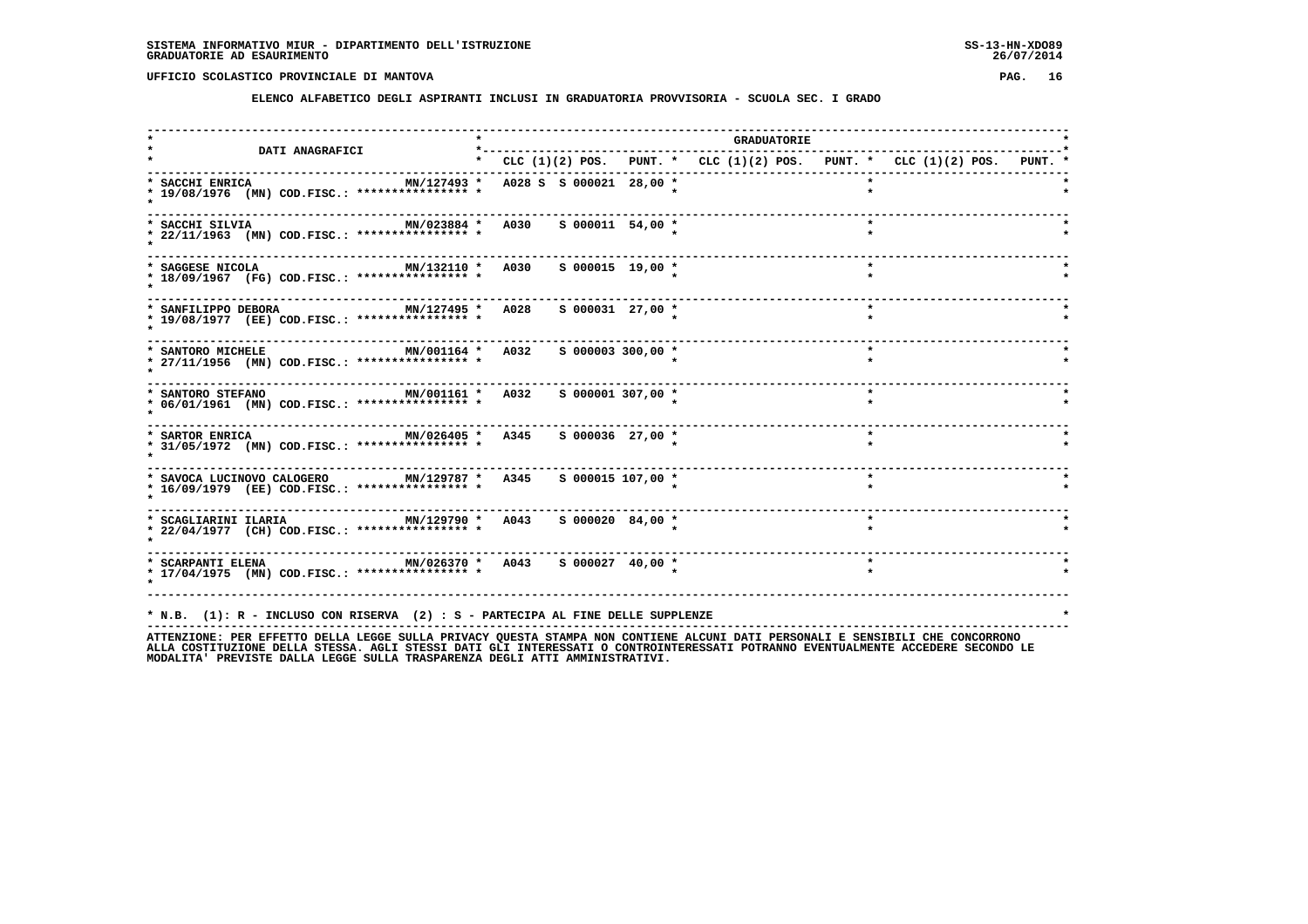ELENCO ALFABETICO DEGLI ASPIRANTI INCLUSI IN GRADUATORIA PROVVISORIA - SCUOLA SEC. I GRADO

| DATI ANAGRAFICI | | GRADUATORIE | | | | | | | | |
|---|---|---|---|---|---|---|---|---|---|---|
| | | CLC (1)(2) | POS. | PUNT. | CLC (1)(2) | POS. | PUNT. | CLC (1)(2) | POS. | PUNT. |
| SACCHI ENRICA 19/08/1976 (MN) COD.FISC.: **************** | MN/127493 | A028 S | S 000021 | 28,00 | | | | | | |
| SACCHI SILVIA 22/11/1963 (MN) COD.FISC.: **************** | MN/023884 | A030 | S 000011 | 54,00 | | | | | | |
| SAGGESE NICOLA 18/09/1967 (FG) COD.FISC.: **************** | MN/132110 | A030 | S 000015 | 19,00 | | | | | | |
| SANFILIPPO DEBORA 19/08/1977 (EE) COD.FISC.: **************** | MN/127495 | A028 | S 000031 | 27,00 | | | | | | |
| SANTORO MICHELE 27/11/1956 (MN) COD.FISC.: **************** | MN/001164 | A032 | S 000003 | 300,00 | | | | | | |
| SANTORO STEFANO 06/01/1961 (MN) COD.FISC.: **************** | MN/001161 | A032 | S 000001 | 307,00 | | | | | | |
| SARTOR ENRICA 31/05/1972 (MN) COD.FISC.: **************** | MN/026405 | A345 | S 000036 | 27,00 | | | | | | |
| SAVOCA LUCINOVO CALOGERO 16/09/1979 (EE) COD.FISC.: **************** | MN/129787 | A345 | S 000015 | 107,00 | | | | | | |
| SCAGLIARINI ILARIA 22/04/1977 (CH) COD.FISC.: **************** | MN/129790 | A043 | S 000020 | 84,00 | | | | | | |
| SCARPANTI ELENA 17/04/1975 (MN) COD.FISC.: **************** | MN/026370 | A043 | S 000027 | 40,00 | | | | | | |

* N.B. (1): R - INCLUSO CON RISERVA (2) : S - PARTECIPA AL FINE DELLE SUPPLENZE

ATTENZIONE: PER EFFETTO DELLA LEGGE SULLA PRIVACY QUESTA STAMPA NON CONTIENE ALCUNI DATI PERSONALI E SENSIBILI CHE CONCORRONO ALLA COSTITUZIONE DELLA STESSA. AGLI STESSI DATI GLI INTERESSATI O CONTROINTERESSATI POTRANNO EVENTUALMENTE ACCEDERE SECONDO LE MODALITA' PREVISTE DALLA LEGGE SULLA TRASPARENZA DEGLI ATTI AMMINISTRATIVI.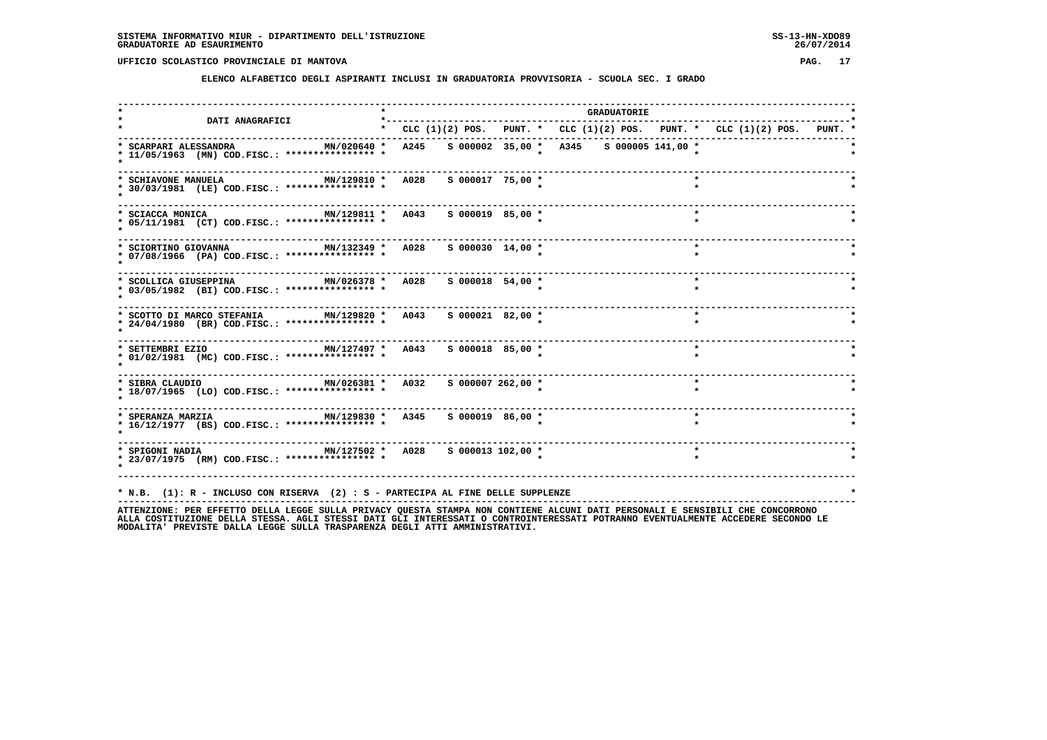SISTEMA INFORMATIVO MIUR - DIPARTIMENTO DELL'ISTRUZIONE
GRADUATORIE AD ESAURIMENTO

SS-13-HN-XDO89
26/07/2014

UFFICIO SCOLASTICO PROVINCIALE DI MANTOVA

**ELENCO ALFABETICO DEGLI ASPIRANTI INCLUSI IN GRADUATORIA PROVVISORIA - SCUOLA SEC. I GRADO**

| DATI ANAGRAFICI | | GRADUATORIE | | | | | | | | |
|---|---|---|---|---|---|---|---|---|---|---|
| | | CLC | (1)(2) POS. | PUNT. | CLC | (1)(2) POS. | PUNT. | CLC | (1)(2) POS. | PUNT. |
| SCARPARI ALESSANDRA<br>11/05/1963 (MN) COD.FISC.: **************** | MN/020640 | A245 | S 000002 | 35,00 | A345 | S 000005 | 141,00 | | | |
| SCHIAVONE MANUELA<br>30/03/1981 (LE) COD.FISC.: **************** | MN/129810 | A028 | S 000017 | 75,00 | | | | | | |
| SCIACCA MONICA<br>05/11/1981 (CT) COD.FISC.: **************** | MN/129811 | A043 | S 000019 | 85,00 | | | | | | |
| SCIORTINO GIOVANNA<br>07/08/1966 (PA) COD.FISC.: **************** | MN/132349 | A028 | S 000030 | 14,00 | | | | | | |
| SCOLLICA GIUSEPPINA<br>03/05/1982 (BI) COD.FISC.: **************** | MN/026378 | A028 | S 000018 | 54,00 | | | | | | |
| SCOTTO DI MARCO STEFANIA<br>24/04/1980 (BR) COD.FISC.: **************** | MN/129820 | A043 | S 000021 | 82,00 | | | | | | |
| SETTEMBRI EZIO<br>01/02/1981 (MC) COD.FISC.: **************** | MN/127497 | A043 | S 000018 | 85,00 | | | | | | |
| SIBRA CLAUDIO<br>18/07/1965 (LO) COD.FISC.: **************** | MN/026381 | A032 | S 000007 | 262,00 | | | | | | |
| SPERANZA MARZIA<br>16/12/1977 (BS) COD.FISC.: **************** | MN/129830 | A345 | S 000019 | 86,00 | | | | | | |
| SPIGONI NADIA<br>23/07/1975 (RM) COD.FISC.: **************** | MN/127502 | A028 | S 000013 | 102,00 | | | | | | |

* N.B. (1): R - INCLUSO CON RISERVA (2) : S - PARTECIPA AL FINE DELLE SUPPLENZE

ATTENZIONE: PER EFFETTO DELLA LEGGE SULLA PRIVACY QUESTA STAMPA NON CONTIENE ALCUNI DATI PERSONALI E SENSIBILI CHE CONCORRONO ALLA COSTITUZIONE DELLA STESSA. AGLI STESSI DATI GLI INTERESSATI O CONTROINTERESSATI POTRANNO EVENTUALMENTE ACCEDERE SECONDO LE MODALITA' PREVISTE DALLA LEGGE SULLA TRASPARENZA DEGLI ATTI AMMINISTRATIVI.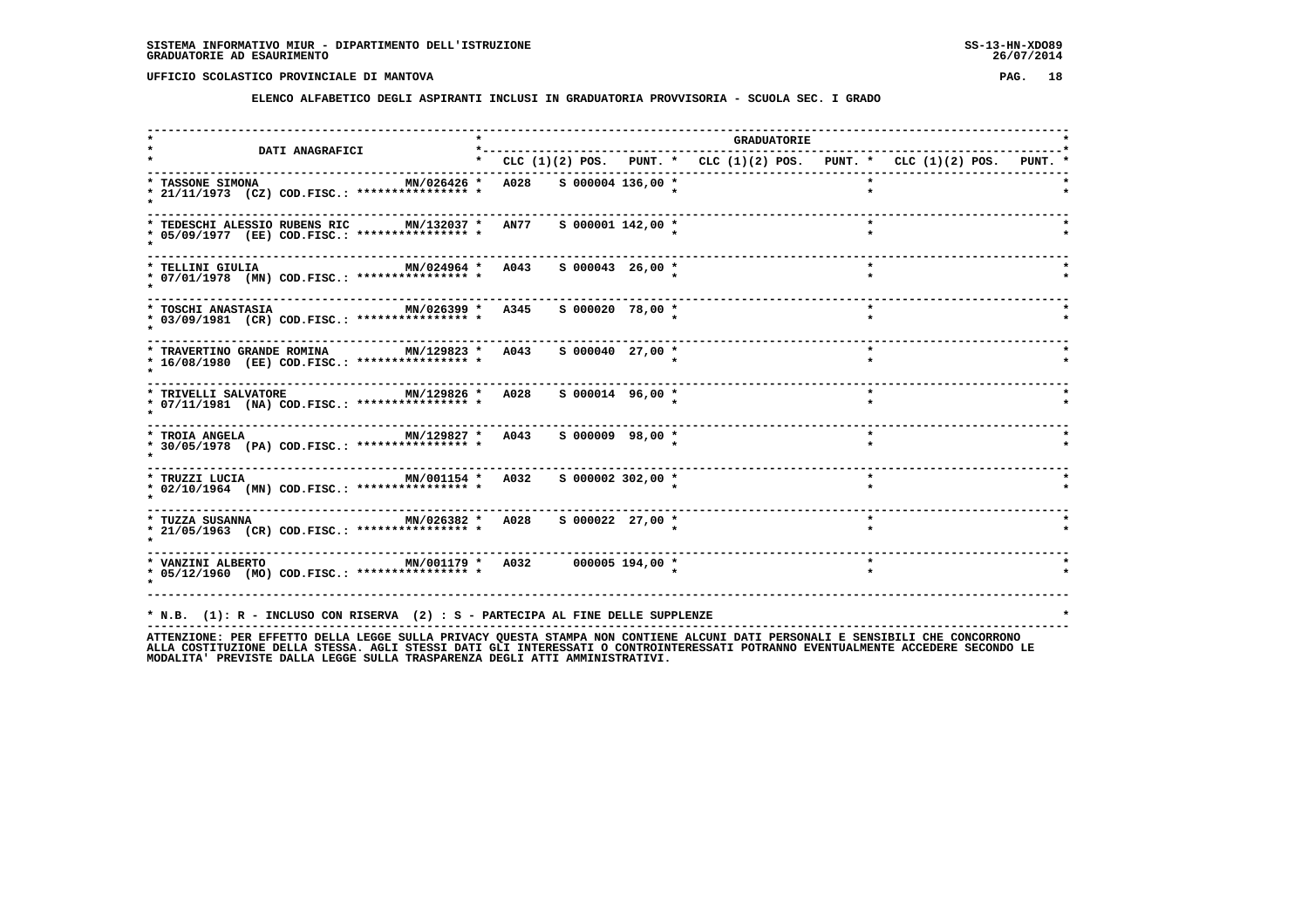SISTEMA INFORMATIVO MIUR - DIPARTIMENTO DELL'ISTRUZIONE
GRADUATORIE AD ESAURIMENTO

UFFICIO SCOLASTICO PROVINCIALE DI MANTOVA

**ELENCO ALFABETICO DEGLI ASPIRANTI INCLUSI IN GRADUATORIA PROVVISORIA - SCUOLA SEC. I GRADO**

| DATI ANAGRAFICI | | GRADUATORIE | | | | | | | | |
|---|---|---|---|---|---|---|---|---|---|---|
| | | CLC | (1)(2) POS. | PUNT. | CLC | (1)(2) POS. | PUNT. | CLC | (1)(2) POS. | PUNT. |
| TASSONE SIMONA 21/11/1973 (CZ) COD.FISC.: **************** | MN/026426 | A028 | S 000004 | 136,00 | | | | | | |
| TEDESCHI ALESSIO RUBENS RIC 05/09/1977 (EE) COD.FISC.: **************** | MN/132037 | AN77 | S 000001 | 142,00 | | | | | | |
| TELLINI GIULIA 07/01/1978 (MN) COD.FISC.: **************** | MN/024964 | A043 | S 000043 | 26,00 | | | | | | |
| TOSCHI ANASTASIA 03/09/1981 (CR) COD.FISC.: **************** | MN/026399 | A345 | S 000020 | 78,00 | | | | | | |
| TRAVERTINO GRANDE ROMINA 16/08/1980 (EE) COD.FISC.: **************** | MN/129823 | A043 | S 000040 | 27,00 | | | | | | |
| TRIVELLI SALVATORE 07/11/1981 (NA) COD.FISC.: **************** | MN/129826 | A028 | S 000014 | 96,00 | | | | | | |
| TROIA ANGELA 30/05/1978 (PA) COD.FISC.: **************** | MN/129827 | A043 | S 000009 | 98,00 | | | | | | |
| TRUZZI LUCIA 02/10/1964 (MN) COD.FISC.: **************** | MN/001154 | A032 | S 000002 | 302,00 | | | | | | |
| TUZZA SUSANNA 21/05/1963 (CR) COD.FISC.: **************** | MN/026382 | A028 | S 000022 | 27,00 | | | | | | |
| VANZINI ALBERTO 05/12/1960 (MO) COD.FISC.: **************** | MN/001179 | A032 | 000005 | 194,00 | | | | | | |

* N.B. (1): R - INCLUSO CON RISERVA (2) : S - PARTECIPA AL FINE DELLE SUPPLENZE

ATTENZIONE: PER EFFETTO DELLA LEGGE SULLA PRIVACY QUESTA STAMPA NON CONTIENE ALCUNI DATI PERSONALI E SENSIBILI CHE CONCORRONO ALLA COSTITUZIONE DELLA STESSA. AGLI STESSI DATI GLI INTERESSATI O CONTROINTERESSATI POTRANNO EVENTUALMENTE ACCEDERE SECONDO LE MODALITA' PREVISTE DALLA LEGGE SULLA TRASPARENZA DEGLI ATTI AMMINISTRATIVI.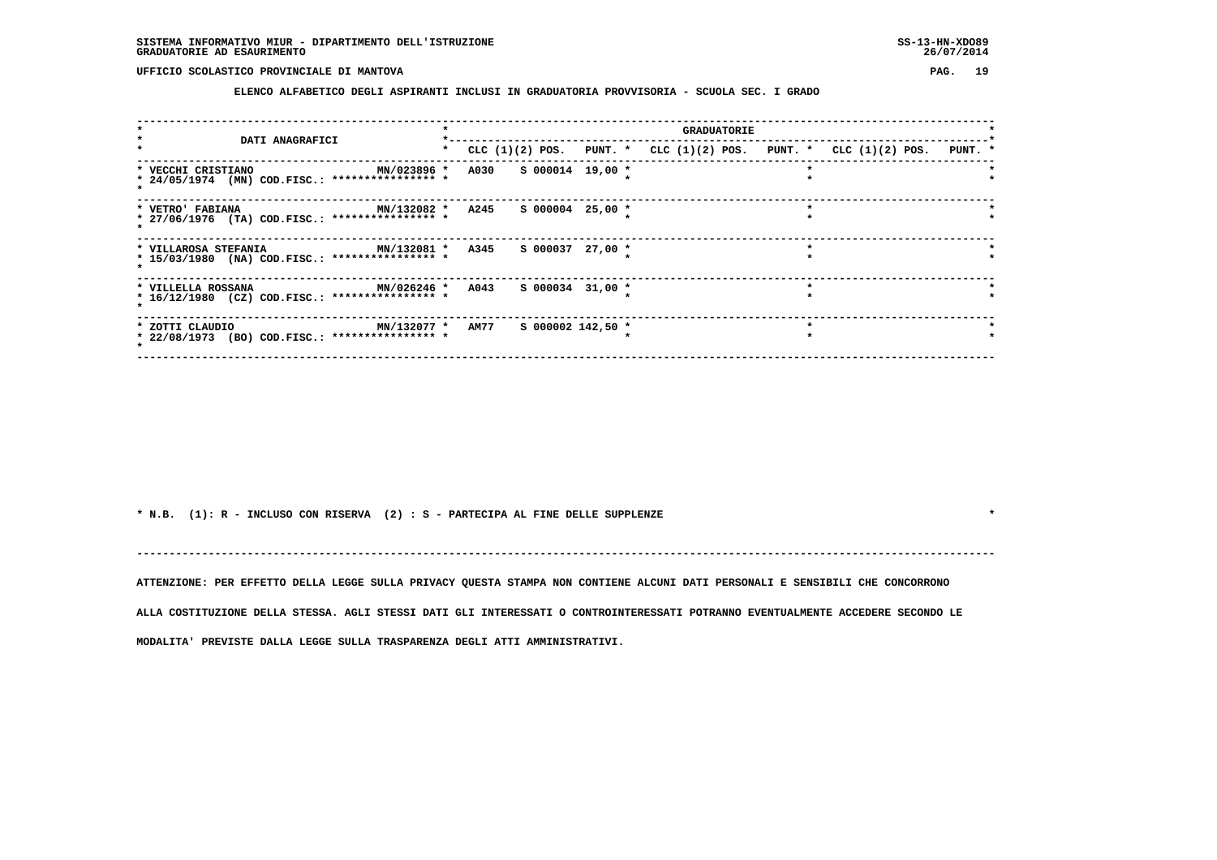## ELENCO ALFABETICO DEGLI ASPIRANTI INCLUSI IN GRADUATORIA PROVVISORIA - SCUOLA SEC. I GRADO

| DATI ANAGRAFICI | | GRADUATORIE | | | | | | | | |
|---|---|---|---|---|---|---|---|---|---|---|
| | | CLC | (1)(2) POS. | PUNT. | CLC | (1)(2) POS. | PUNT. | CLC | (1)(2) POS. | PUNT. |
| VECCHI CRISTIANO<br>24/05/1974 (MN) COD.FISC.: **************** | MN/023896 | A030 | S 000014 | 19,00 | | | | | | |
| VETRO' FABIANA<br>27/06/1976 (TA) COD.FISC.: **************** | MN/132082 | A245 | S 000004 | 25,00 | | | | | | |
| VILLAROSA STEFANIA<br>15/03/1980 (NA) COD.FISC.: **************** | MN/132081 | A345 | S 000037 | 27,00 | | | | | | |
| VILLELLA ROSSANA<br>16/12/1980 (CZ) COD.FISC.: **************** | MN/026246 | A043 | S 000034 | 31,00 | | | | | | |
| ZOTTI CLAUDIO<br>22/08/1973 (BO) COD.FISC.: **************** | MN/132077 | AM77 | S 000002 | 142,50 | | | | | | |

* N.B. (1): R - INCLUSO CON RISERVA (2) : S - PARTECIPA AL FINE DELLE SUPPLENZE

ATTENZIONE: PER EFFETTO DELLA LEGGE SULLA PRIVACY QUESTA STAMPA NON CONTIENE ALCUNI DATI PERSONALI E SENSIBILI CHE CONCORRONO ALLA COSTITUZIONE DELLA STESSA. AGLI STESSI DATI GLI INTERESSATI O CONTROINTERESSATI POTRANNO EVENTUALMENTE ACCEDERE SECONDO LE MODALITA' PREVISTE DALLA LEGGE SULLA TRASPARENZA DEGLI ATTI AMMINISTRATIVI.